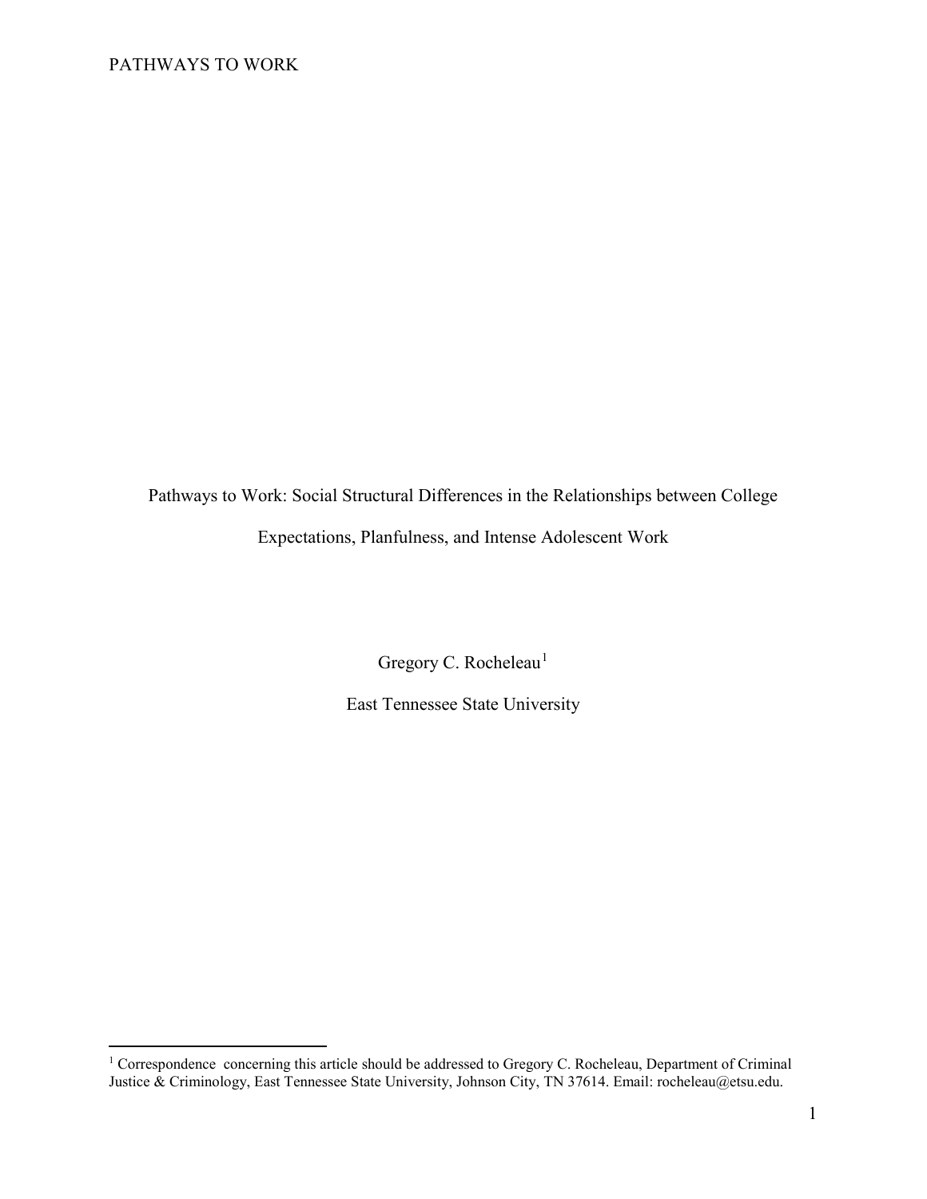# Pathways to Work: Social Structural Differences in the Relationships between College Expectations, Planfulness, and Intense Adolescent Work

Gregory C. Rocheleau[1]

East Tennessee State University

[1] Correspondence concerning this article should be addressed to Gregory C. Rocheleau, Department of Criminal Justice & Criminology, East Tennessee State University, Johnson City, TN 37614. Email: rocheleau@etsu.edu.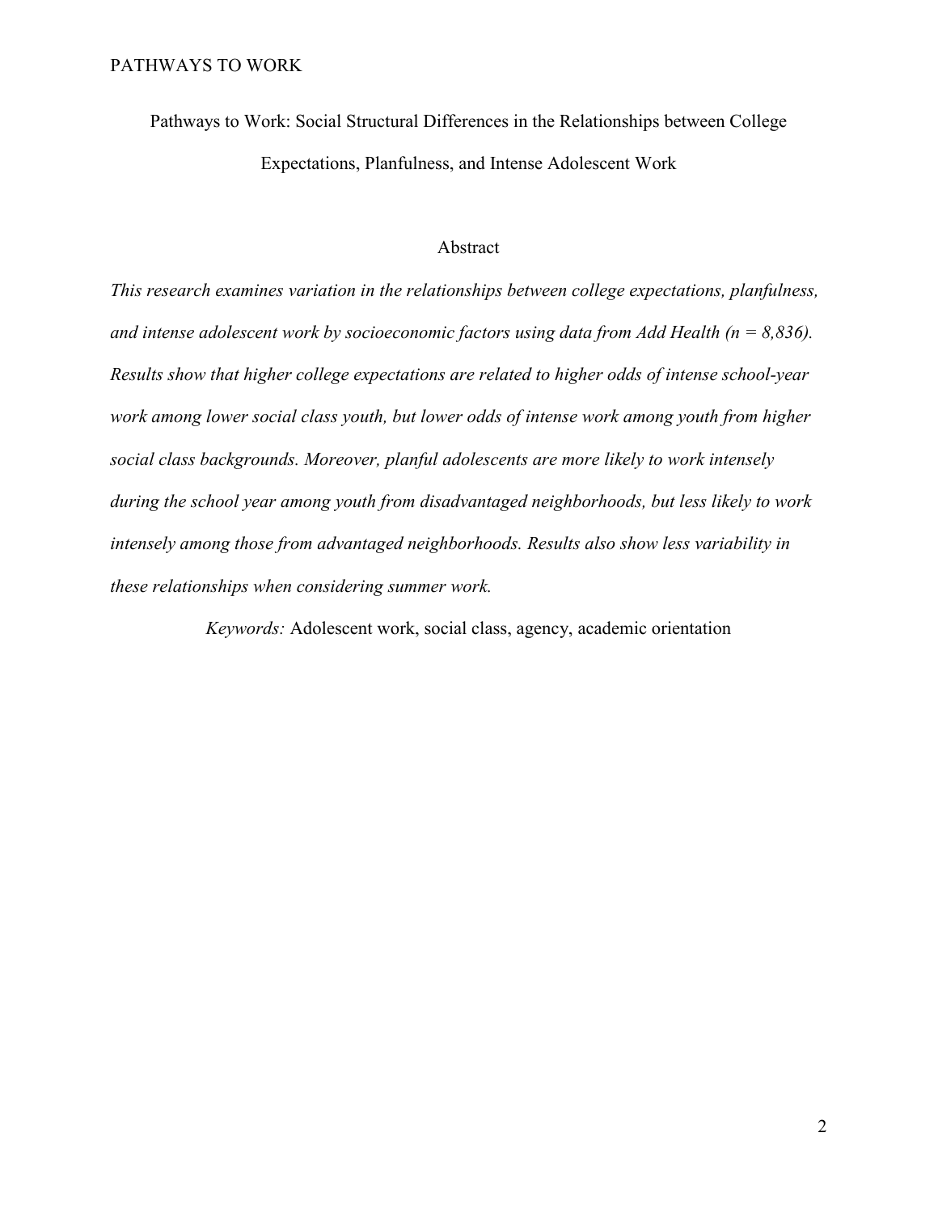Pathways to Work: Social Structural Differences in the Relationships between College Expectations, Planfulness, and Intense Adolescent Work

## Abstract

*This research examines variation in the relationships between college expectations, planfulness, and intense adolescent work by socioeconomic factors using data from Add Health (n = 8,836). Results show that higher college expectations are related to higher odds of intense school-year work among lower social class youth, but lower odds of intense work among youth from higher social class backgrounds. Moreover, planful adolescents are more likely to work intensely during the school year among youth from disadvantaged neighborhoods, but less likely to work intensely among those from advantaged neighborhoods. Results also show less variability in these relationships when considering summer work.*

*Keywords:* Adolescent work, social class, agency, academic orientation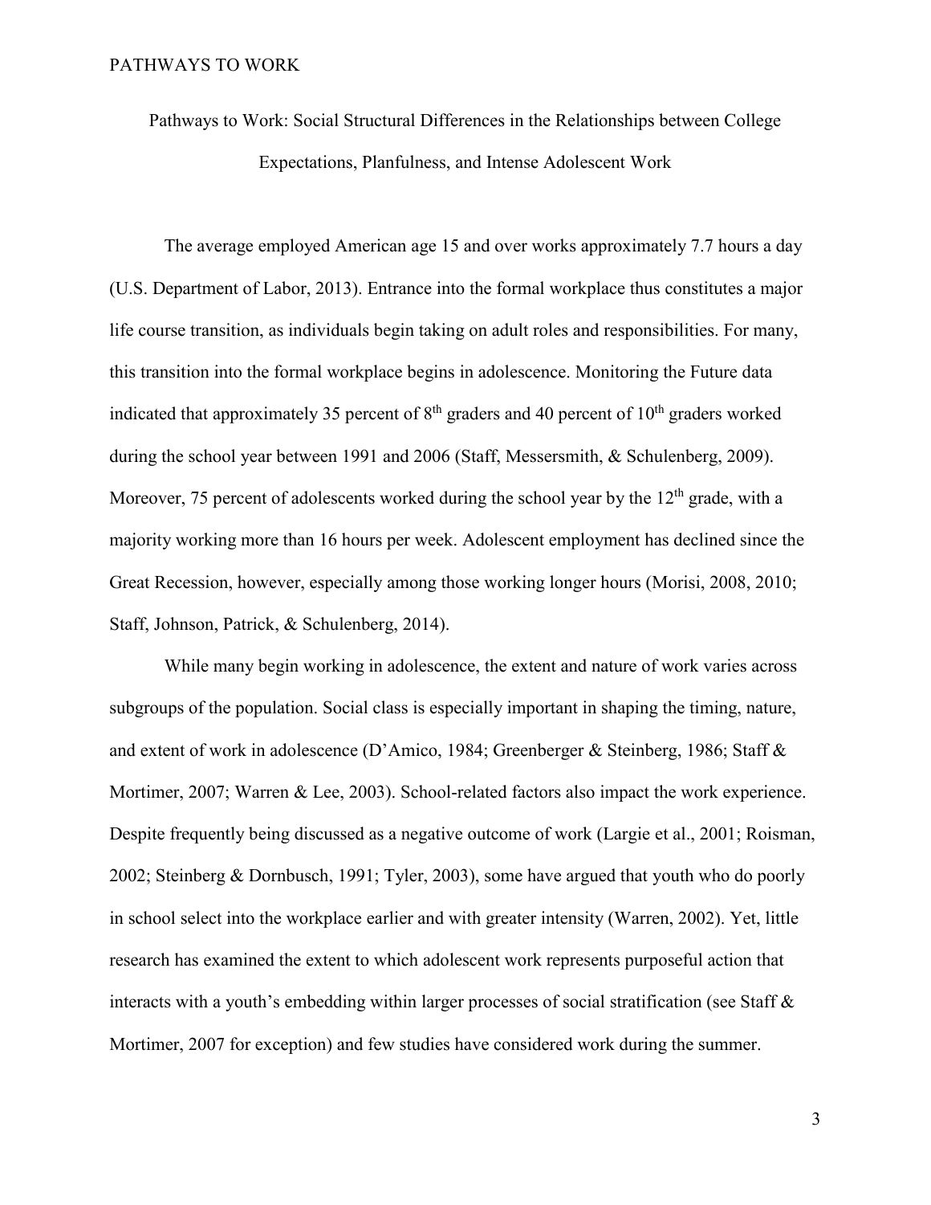# Pathways to Work: Social Structural Differences in the Relationships between College Expectations, Planfulness, and Intense Adolescent Work

The average employed American age 15 and over works approximately 7.7 hours a day (U.S. Department of Labor, 2013). Entrance into the formal workplace thus constitutes a major life course transition, as individuals begin taking on adult roles and responsibilities. For many, this transition into the formal workplace begins in adolescence. Monitoring the Future data indicated that approximately 35 percent of 8th graders and 40 percent of 10th graders worked during the school year between 1991 and 2006 (Staff, Messersmith, & Schulenberg, 2009). Moreover, 75 percent of adolescents worked during the school year by the 12th grade, with a majority working more than 16 hours per week. Adolescent employment has declined since the Great Recession, however, especially among those working longer hours (Morisi, 2008, 2010; Staff, Johnson, Patrick, & Schulenberg, 2014).

While many begin working in adolescence, the extent and nature of work varies across subgroups of the population. Social class is especially important in shaping the timing, nature, and extent of work in adolescence (D'Amico, 1984; Greenberger & Steinberg, 1986; Staff & Mortimer, 2007; Warren & Lee, 2003). School-related factors also impact the work experience. Despite frequently being discussed as a negative outcome of work (Largie et al., 2001; Roisman, 2002; Steinberg & Dornbusch, 1991; Tyler, 2003), some have argued that youth who do poorly in school select into the workplace earlier and with greater intensity (Warren, 2002). Yet, little research has examined the extent to which adolescent work represents purposeful action that interacts with a youth's embedding within larger processes of social stratification (see Staff & Mortimer, 2007 for exception) and few studies have considered work during the summer.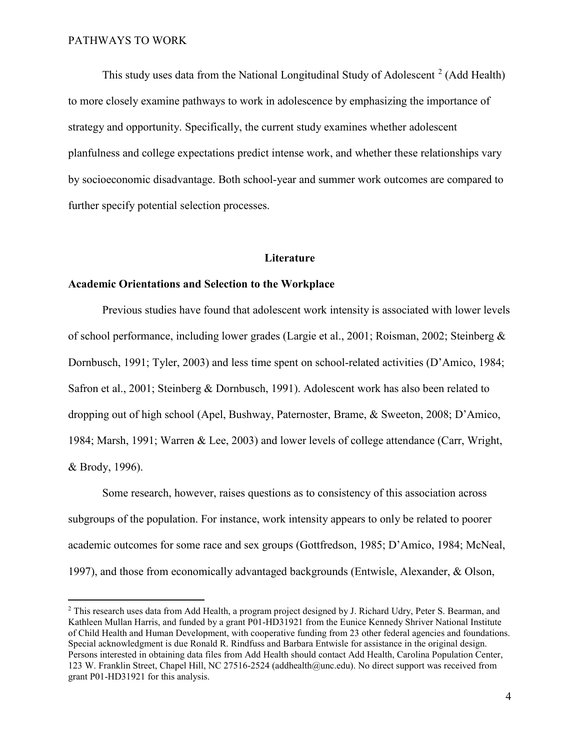This study uses data from the National Longitudinal Study of Adolescent [2] (Add Health) to more closely examine pathways to work in adolescence by emphasizing the importance of strategy and opportunity. Specifically, the current study examines whether adolescent planfulness and college expectations predict intense work, and whether these relationships vary by socioeconomic disadvantage. Both school-year and summer work outcomes are compared to further specify potential selection processes.

## Literature

### Academic Orientations and Selection to the Workplace

Previous studies have found that adolescent work intensity is associated with lower levels of school performance, including lower grades (Largie et al., 2001; Roisman, 2002; Steinberg & Dornbusch, 1991; Tyler, 2003) and less time spent on school-related activities (D'Amico, 1984; Safron et al., 2001; Steinberg & Dornbusch, 1991). Adolescent work has also been related to dropping out of high school (Apel, Bushway, Paternoster, Brame, & Sweeton, 2008; D'Amico, 1984; Marsh, 1991; Warren & Lee, 2003) and lower levels of college attendance (Carr, Wright, & Brody, 1996).

Some research, however, raises questions as to consistency of this association across subgroups of the population. For instance, work intensity appears to only be related to poorer academic outcomes for some race and sex groups (Gottfredson, 1985; D'Amico, 1984; McNeal, 1997), and those from economically advantaged backgrounds (Entwisle, Alexander, & Olson,

[2] This research uses data from Add Health, a program project designed by J. Richard Udry, Peter S. Bearman, and Kathleen Mullan Harris, and funded by a grant P01-HD31921 from the Eunice Kennedy Shriver National Institute of Child Health and Human Development, with cooperative funding from 23 other federal agencies and foundations. Special acknowledgment is due Ronald R. Rindfuss and Barbara Entwisle for assistance in the original design. Persons interested in obtaining data files from Add Health should contact Add Health, Carolina Population Center, 123 W. Franklin Street, Chapel Hill, NC 27516-2524 (addhealth@unc.edu). No direct support was received from grant P01-HD31921 for this analysis.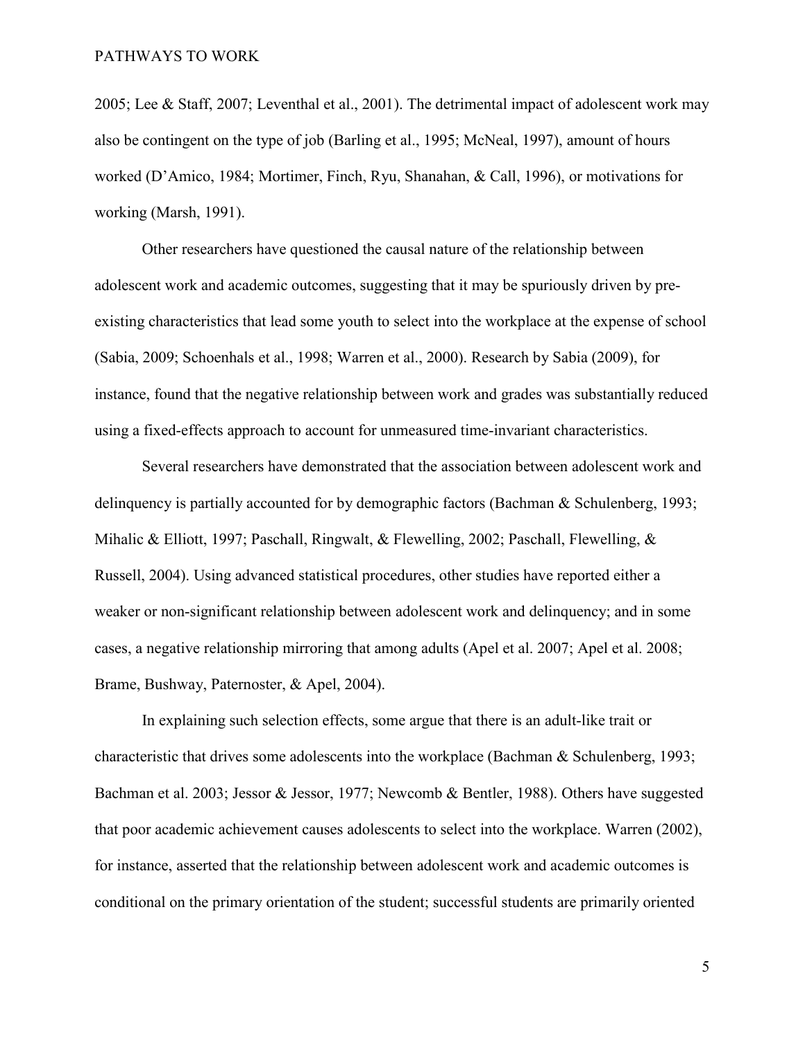2005; Lee & Staff, 2007; Leventhal et al., 2001). The detrimental impact of adolescent work may also be contingent on the type of job (Barling et al., 1995; McNeal, 1997), amount of hours worked (D'Amico, 1984; Mortimer, Finch, Ryu, Shanahan, & Call, 1996), or motivations for working (Marsh, 1991).

Other researchers have questioned the causal nature of the relationship between adolescent work and academic outcomes, suggesting that it may be spuriously driven by pre-existing characteristics that lead some youth to select into the workplace at the expense of school (Sabia, 2009; Schoenhals et al., 1998; Warren et al., 2000). Research by Sabia (2009), for instance, found that the negative relationship between work and grades was substantially reduced using a fixed-effects approach to account for unmeasured time-invariant characteristics.

Several researchers have demonstrated that the association between adolescent work and delinquency is partially accounted for by demographic factors (Bachman & Schulenberg, 1993; Mihalic & Elliott, 1997; Paschall, Ringwalt, & Flewelling, 2002; Paschall, Flewelling, & Russell, 2004). Using advanced statistical procedures, other studies have reported either a weaker or non-significant relationship between adolescent work and delinquency; and in some cases, a negative relationship mirroring that among adults (Apel et al. 2007; Apel et al. 2008; Brame, Bushway, Paternoster, & Apel, 2004).

In explaining such selection effects, some argue that there is an adult-like trait or characteristic that drives some adolescents into the workplace (Bachman & Schulenberg, 1993; Bachman et al. 2003; Jessor & Jessor, 1977; Newcomb & Bentler, 1988). Others have suggested that poor academic achievement causes adolescents to select into the workplace. Warren (2002), for instance, asserted that the relationship between adolescent work and academic outcomes is conditional on the primary orientation of the student; successful students are primarily oriented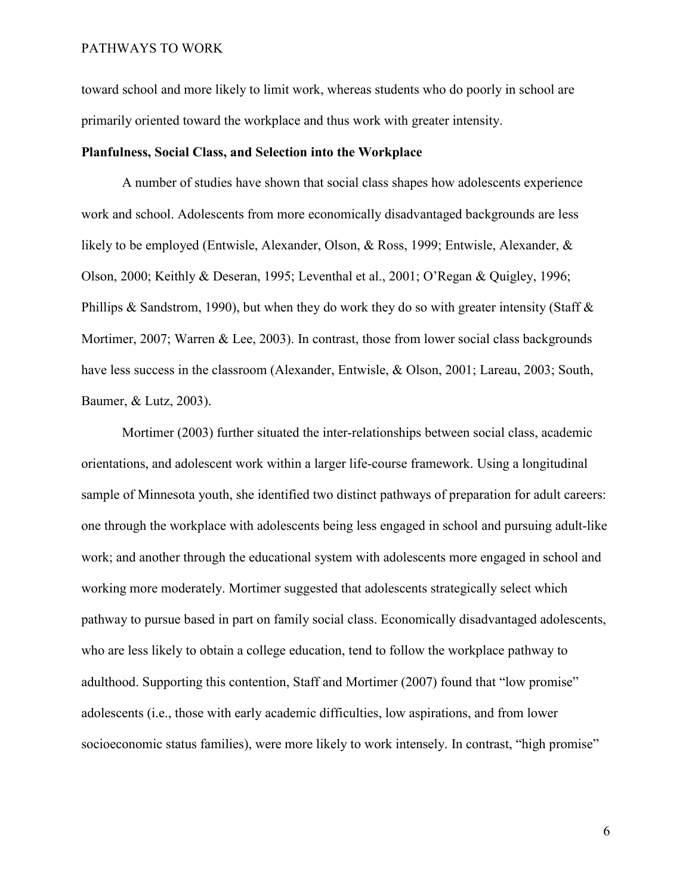toward school and more likely to limit work, whereas students who do poorly in school are primarily oriented toward the workplace and thus work with greater intensity.

### Planfulness, Social Class, and Selection into the Workplace

A number of studies have shown that social class shapes how adolescents experience work and school. Adolescents from more economically disadvantaged backgrounds are less likely to be employed (Entwisle, Alexander, Olson, & Ross, 1999; Entwisle, Alexander, & Olson, 2000; Keithly & Deseran, 1995; Leventhal et al., 2001; O'Regan & Quigley, 1996; Phillips & Sandstrom, 1990), but when they do work they do so with greater intensity (Staff & Mortimer, 2007; Warren & Lee, 2003). In contrast, those from lower social class backgrounds have less success in the classroom (Alexander, Entwisle, & Olson, 2001; Lareau, 2003; South, Baumer, & Lutz, 2003).

Mortimer (2003) further situated the inter-relationships between social class, academic orientations, and adolescent work within a larger life-course framework. Using a longitudinal sample of Minnesota youth, she identified two distinct pathways of preparation for adult careers: one through the workplace with adolescents being less engaged in school and pursuing adult-like work; and another through the educational system with adolescents more engaged in school and working more moderately. Mortimer suggested that adolescents strategically select which pathway to pursue based in part on family social class. Economically disadvantaged adolescents, who are less likely to obtain a college education, tend to follow the workplace pathway to adulthood. Supporting this contention, Staff and Mortimer (2007) found that "low promise" adolescents (i.e., those with early academic difficulties, low aspirations, and from lower socioeconomic status families), were more likely to work intensely. In contrast, "high promise"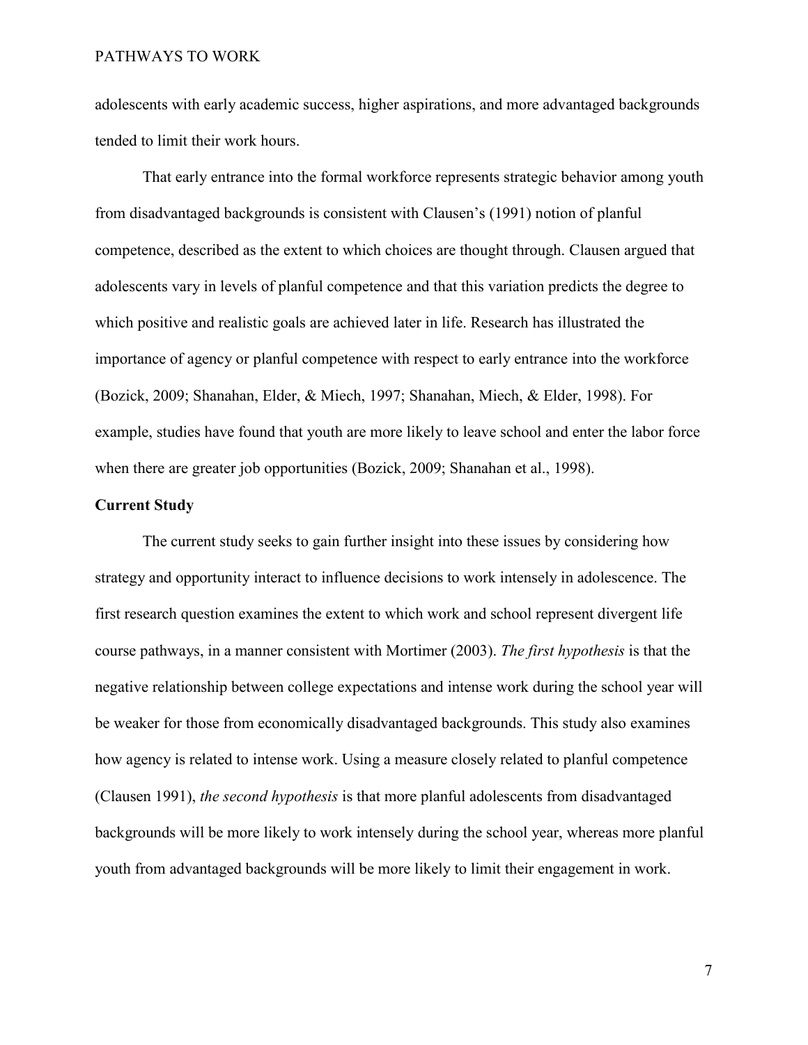adolescents with early academic success, higher aspirations, and more advantaged backgrounds tended to limit their work hours.

That early entrance into the formal workforce represents strategic behavior among youth from disadvantaged backgrounds is consistent with Clausen's (1991) notion of planful competence, described as the extent to which choices are thought through. Clausen argued that adolescents vary in levels of planful competence and that this variation predicts the degree to which positive and realistic goals are achieved later in life. Research has illustrated the importance of agency or planful competence with respect to early entrance into the workforce (Bozick, 2009; Shanahan, Elder, & Miech, 1997; Shanahan, Miech, & Elder, 1998). For example, studies have found that youth are more likely to leave school and enter the labor force when there are greater job opportunities (Bozick, 2009; Shanahan et al., 1998).

**Current Study**

The current study seeks to gain further insight into these issues by considering how strategy and opportunity interact to influence decisions to work intensely in adolescence. The first research question examines the extent to which work and school represent divergent life course pathways, in a manner consistent with Mortimer (2003). *The first hypothesis* is that the negative relationship between college expectations and intense work during the school year will be weaker for those from economically disadvantaged backgrounds. This study also examines how agency is related to intense work. Using a measure closely related to planful competence (Clausen 1991), *the second hypothesis* is that more planful adolescents from disadvantaged backgrounds will be more likely to work intensely during the school year, whereas more planful youth from advantaged backgrounds will be more likely to limit their engagement in work.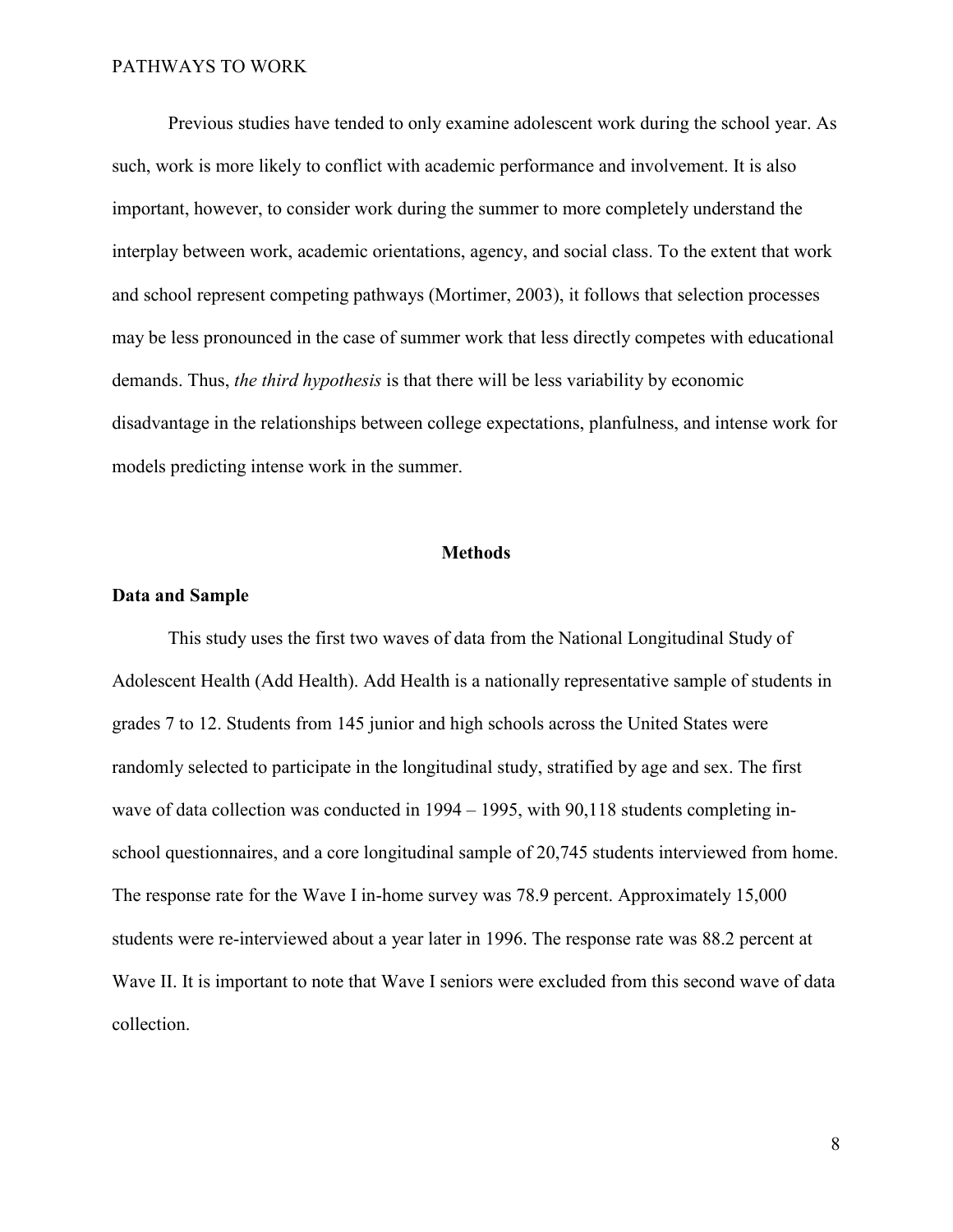Previous studies have tended to only examine adolescent work during the school year. As such, work is more likely to conflict with academic performance and involvement. It is also important, however, to consider work during the summer to more completely understand the interplay between work, academic orientations, agency, and social class. To the extent that work and school represent competing pathways (Mortimer, 2003), it follows that selection processes may be less pronounced in the case of summer work that less directly competes with educational demands. Thus, *the third hypothesis* is that there will be less variability by economic disadvantage in the relationships between college expectations, planfulness, and intense work for models predicting intense work in the summer.

## Methods

### Data and Sample

This study uses the first two waves of data from the National Longitudinal Study of Adolescent Health (Add Health). Add Health is a nationally representative sample of students in grades 7 to 12. Students from 145 junior and high schools across the United States were randomly selected to participate in the longitudinal study, stratified by age and sex. The first wave of data collection was conducted in 1994 – 1995, with 90,118 students completing in-school questionnaires, and a core longitudinal sample of 20,745 students interviewed from home. The response rate for the Wave I in-home survey was 78.9 percent. Approximately 15,000 students were re-interviewed about a year later in 1996. The response rate was 88.2 percent at Wave II. It is important to note that Wave I seniors were excluded from this second wave of data collection.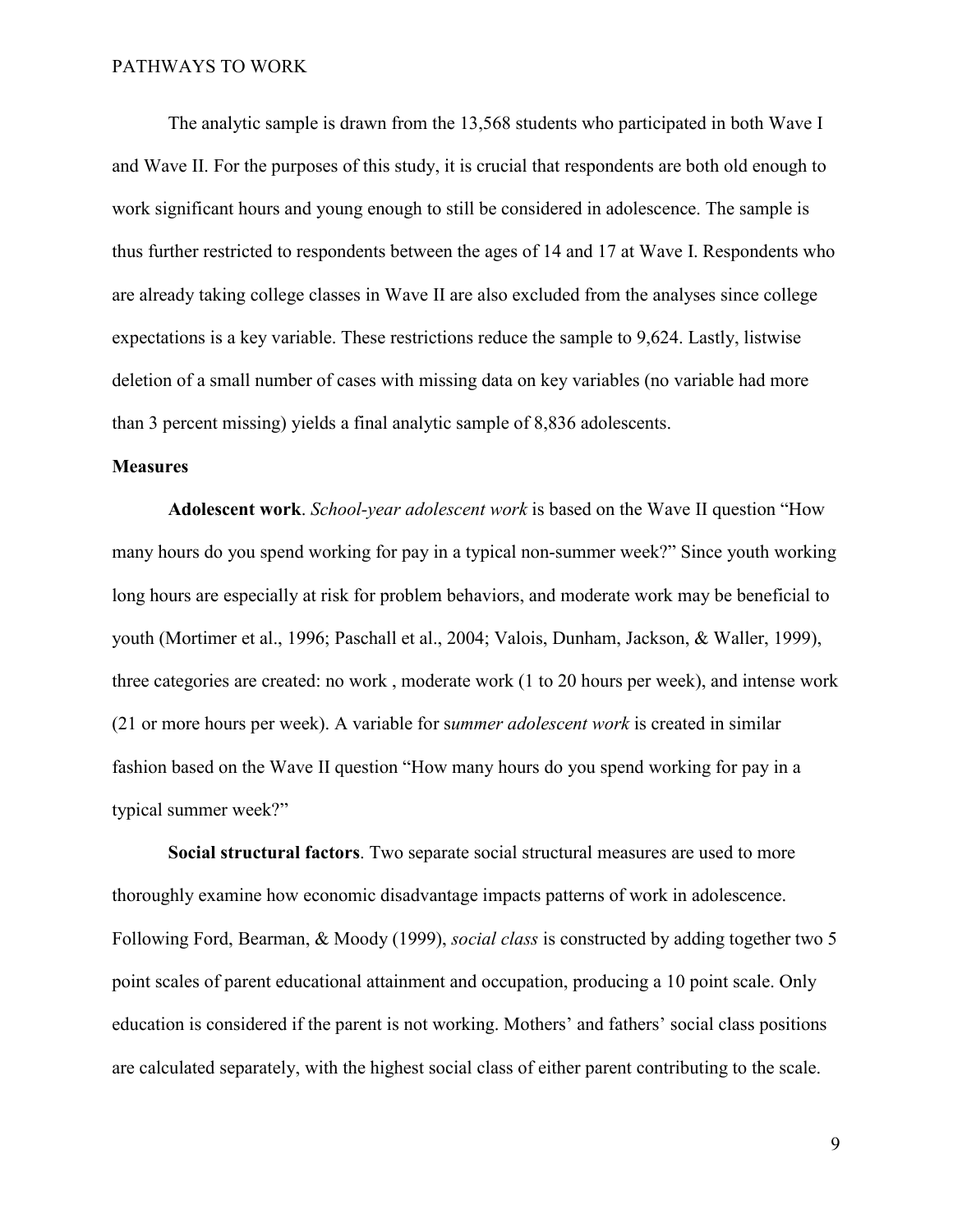The analytic sample is drawn from the 13,568 students who participated in both Wave I and Wave II. For the purposes of this study, it is crucial that respondents are both old enough to work significant hours and young enough to still be considered in adolescence. The sample is thus further restricted to respondents between the ages of 14 and 17 at Wave I. Respondents who are already taking college classes in Wave II are also excluded from the analyses since college expectations is a key variable. These restrictions reduce the sample to 9,624. Lastly, listwise deletion of a small number of cases with missing data on key variables (no variable had more than 3 percent missing) yields a final analytic sample of 8,836 adolescents.

**Measures**

**Adolescent work**. *School-year adolescent work* is based on the Wave II question "How many hours do you spend working for pay in a typical non-summer week?" Since youth working long hours are especially at risk for problem behaviors, and moderate work may be beneficial to youth (Mortimer et al., 1996; Paschall et al., 2004; Valois, Dunham, Jackson, & Waller, 1999), three categories are created: no work , moderate work (1 to 20 hours per week), and intense work (21 or more hours per week). A variable for s*ummer adolescent work* is created in similar fashion based on the Wave II question "How many hours do you spend working for pay in a typical summer week?"

**Social structural factors**. Two separate social structural measures are used to more thoroughly examine how economic disadvantage impacts patterns of work in adolescence. Following Ford, Bearman, & Moody (1999), *social class* is constructed by adding together two 5 point scales of parent educational attainment and occupation, producing a 10 point scale. Only education is considered if the parent is not working. Mothers' and fathers' social class positions are calculated separately, with the highest social class of either parent contributing to the scale.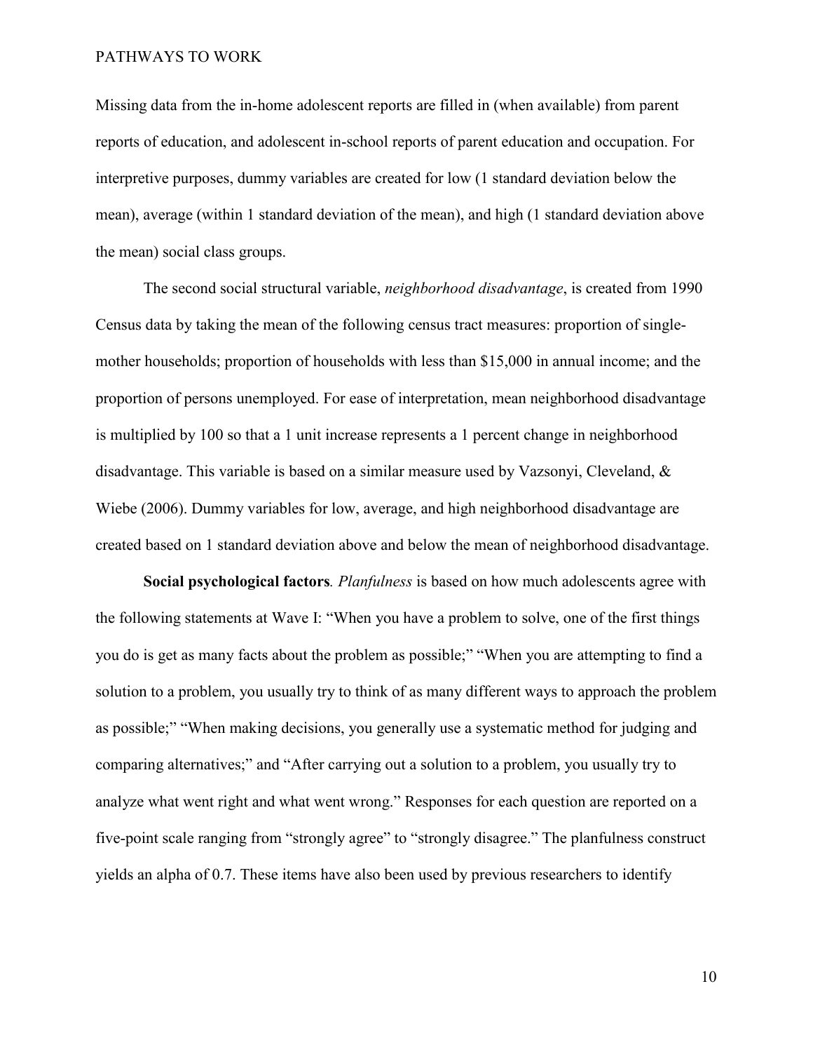Missing data from the in-home adolescent reports are filled in (when available) from parent reports of education, and adolescent in-school reports of parent education and occupation. For interpretive purposes, dummy variables are created for low (1 standard deviation below the mean), average (within 1 standard deviation of the mean), and high (1 standard deviation above the mean) social class groups.

The second social structural variable, *neighborhood disadvantage*, is created from 1990 Census data by taking the mean of the following census tract measures: proportion of single-mother households; proportion of households with less than $15,000 in annual income; and the proportion of persons unemployed. For ease of interpretation, mean neighborhood disadvantage is multiplied by 100 so that a 1 unit increase represents a 1 percent change in neighborhood disadvantage. This variable is based on a similar measure used by Vazsonyi, Cleveland, & Wiebe (2006). Dummy variables for low, average, and high neighborhood disadvantage are created based on 1 standard deviation above and below the mean of neighborhood disadvantage.

**Social psychological factors***.* *Planfulness* is based on how much adolescents agree with the following statements at Wave I: "When you have a problem to solve, one of the first things you do is get as many facts about the problem as possible;" "When you are attempting to find a solution to a problem, you usually try to think of as many different ways to approach the problem as possible;" "When making decisions, you generally use a systematic method for judging and comparing alternatives;" and "After carrying out a solution to a problem, you usually try to analyze what went right and what went wrong." Responses for each question are reported on a five-point scale ranging from "strongly agree" to "strongly disagree." The planfulness construct yields an alpha of 0.7. These items have also been used by previous researchers to identify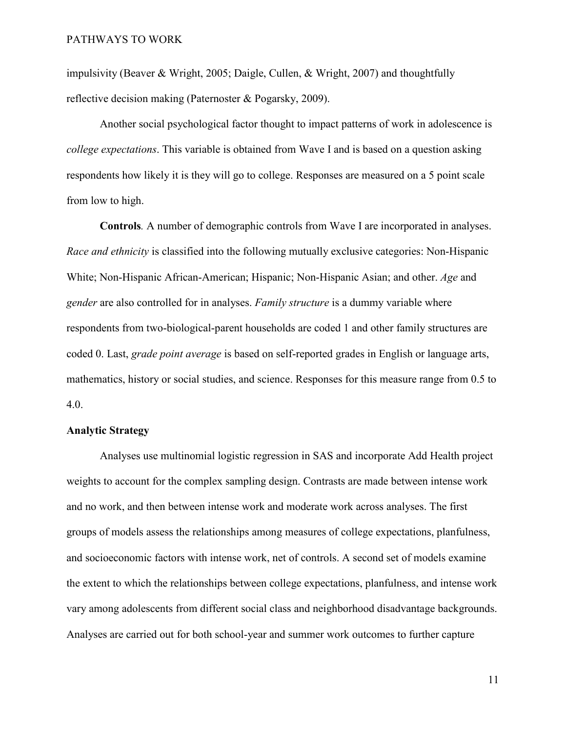impulsivity (Beaver & Wright, 2005; Daigle, Cullen, & Wright, 2007) and thoughtfully reflective decision making (Paternoster & Pogarsky, 2009).

Another social psychological factor thought to impact patterns of work in adolescence is *college expectations*. This variable is obtained from Wave I and is based on a question asking respondents how likely it is they will go to college. Responses are measured on a 5 point scale from low to high.

**Controls***.* A number of demographic controls from Wave I are incorporated in analyses. *Race and ethnicity* is classified into the following mutually exclusive categories: Non-Hispanic White; Non-Hispanic African-American; Hispanic; Non-Hispanic Asian; and other. *Age* and *gender* are also controlled for in analyses. *Family structure* is a dummy variable where respondents from two-biological-parent households are coded 1 and other family structures are coded 0. Last, *grade point average* is based on self-reported grades in English or language arts, mathematics, history or social studies, and science. Responses for this measure range from 0.5 to 4.0.

### Analytic Strategy

Analyses use multinomial logistic regression in SAS and incorporate Add Health project weights to account for the complex sampling design. Contrasts are made between intense work and no work, and then between intense work and moderate work across analyses. The first groups of models assess the relationships among measures of college expectations, planfulness, and socioeconomic factors with intense work, net of controls. A second set of models examine the extent to which the relationships between college expectations, planfulness, and intense work vary among adolescents from different social class and neighborhood disadvantage backgrounds. Analyses are carried out for both school-year and summer work outcomes to further capture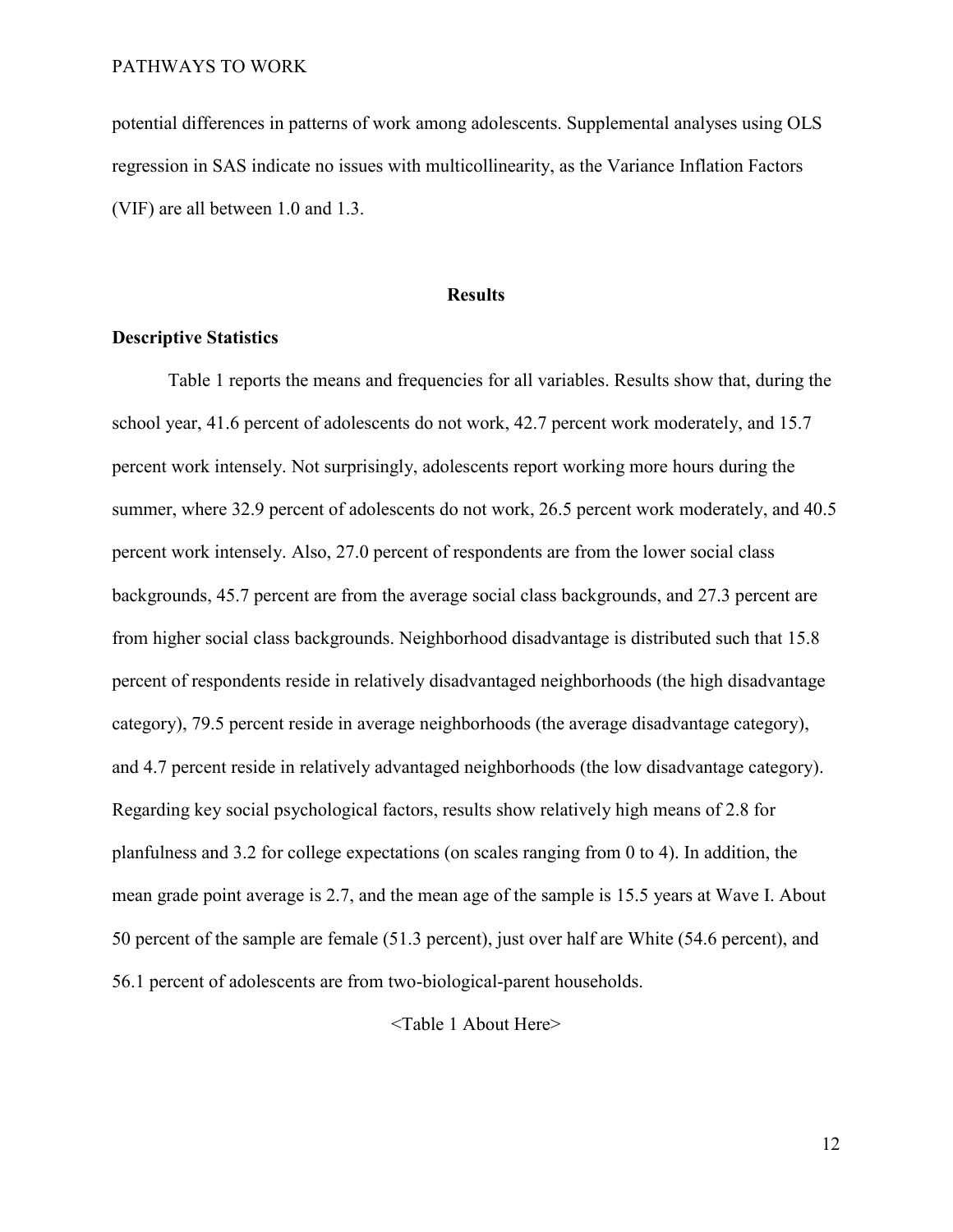potential differences in patterns of work among adolescents. Supplemental analyses using OLS regression in SAS indicate no issues with multicollinearity, as the Variance Inflation Factors (VIF) are all between 1.0 and 1.3.

## Results

### Descriptive Statistics

Table 1 reports the means and frequencies for all variables. Results show that, during the school year, 41.6 percent of adolescents do not work, 42.7 percent work moderately, and 15.7 percent work intensely. Not surprisingly, adolescents report working more hours during the summer, where 32.9 percent of adolescents do not work, 26.5 percent work moderately, and 40.5 percent work intensely. Also, 27.0 percent of respondents are from the lower social class backgrounds, 45.7 percent are from the average social class backgrounds, and 27.3 percent are from higher social class backgrounds. Neighborhood disadvantage is distributed such that 15.8 percent of respondents reside in relatively disadvantaged neighborhoods (the high disadvantage category), 79.5 percent reside in average neighborhoods (the average disadvantage category), and 4.7 percent reside in relatively advantaged neighborhoods (the low disadvantage category). Regarding key social psychological factors, results show relatively high means of 2.8 for planfulness and 3.2 for college expectations (on scales ranging from 0 to 4). In addition, the mean grade point average is 2.7, and the mean age of the sample is 15.5 years at Wave I. About 50 percent of the sample are female (51.3 percent), just over half are White (54.6 percent), and 56.1 percent of adolescents are from two-biological-parent households.

<Table 1 About Here>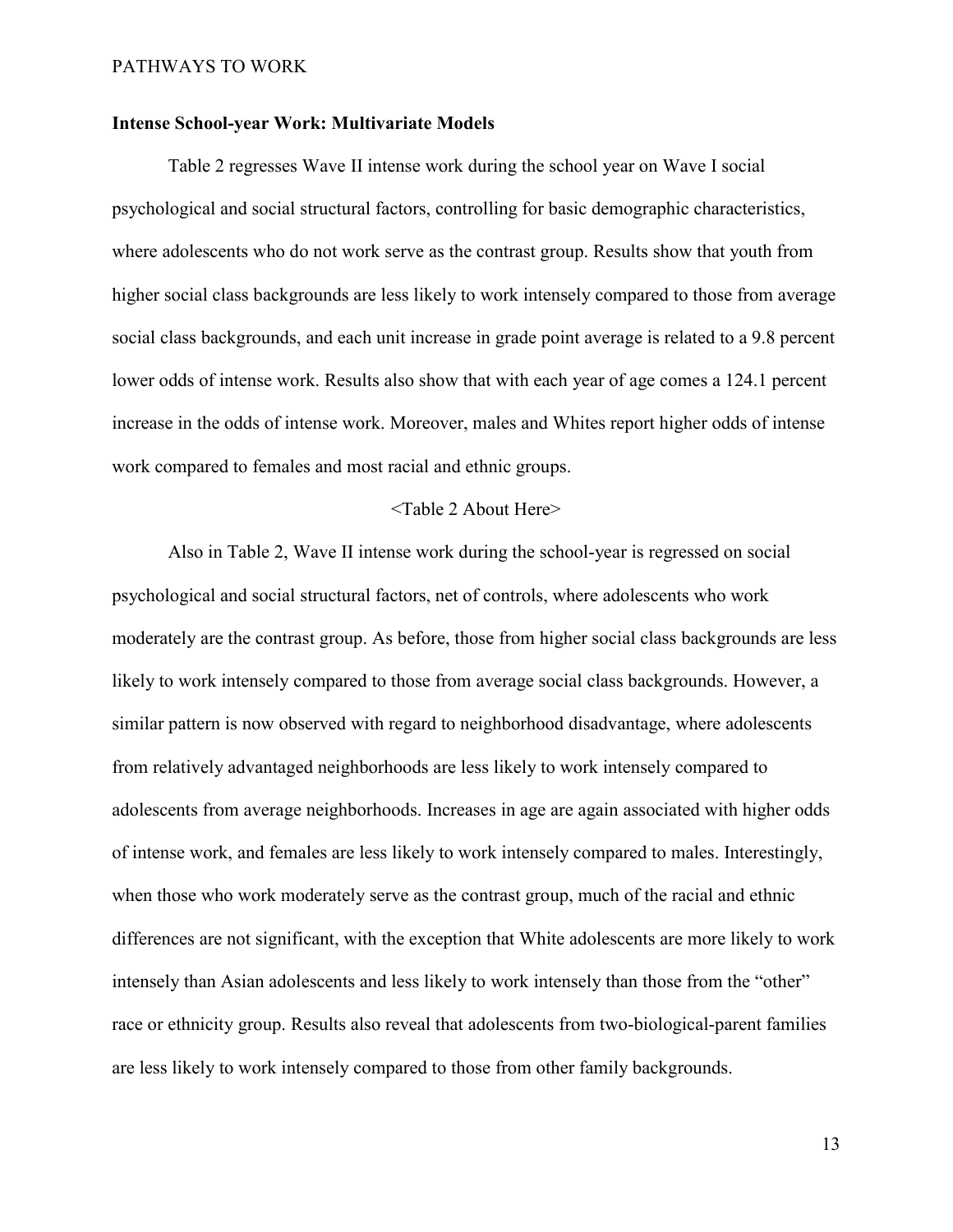**Intense School-year Work: Multivariate Models**

Table 2 regresses Wave II intense work during the school year on Wave I social psychological and social structural factors, controlling for basic demographic characteristics, where adolescents who do not work serve as the contrast group. Results show that youth from higher social class backgrounds are less likely to work intensely compared to those from average social class backgrounds, and each unit increase in grade point average is related to a 9.8 percent lower odds of intense work. Results also show that with each year of age comes a 124.1 percent increase in the odds of intense work. Moreover, males and Whites report higher odds of intense work compared to females and most racial and ethnic groups.

<Table 2 About Here>

Also in Table 2, Wave II intense work during the school-year is regressed on social psychological and social structural factors, net of controls, where adolescents who work moderately are the contrast group. As before, those from higher social class backgrounds are less likely to work intensely compared to those from average social class backgrounds. However, a similar pattern is now observed with regard to neighborhood disadvantage, where adolescents from relatively advantaged neighborhoods are less likely to work intensely compared to adolescents from average neighborhoods. Increases in age are again associated with higher odds of intense work, and females are less likely to work intensely compared to males. Interestingly, when those who work moderately serve as the contrast group, much of the racial and ethnic differences are not significant, with the exception that White adolescents are more likely to work intensely than Asian adolescents and less likely to work intensely than those from the "other" race or ethnicity group. Results also reveal that adolescents from two-biological-parent families are less likely to work intensely compared to those from other family backgrounds.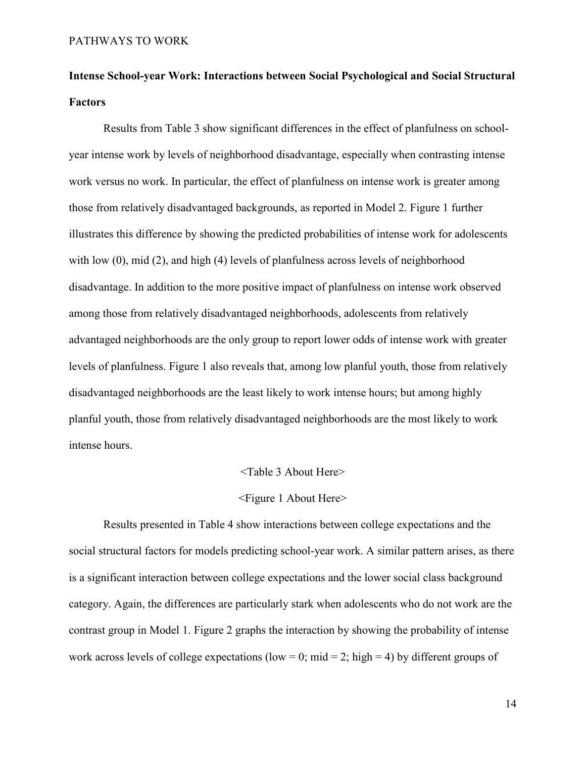## Intense School-year Work: Interactions between Social Psychological and Social Structural Factors

Results from Table 3 show significant differences in the effect of planfulness on school-year intense work by levels of neighborhood disadvantage, especially when contrasting intense work versus no work. In particular, the effect of planfulness on intense work is greater among those from relatively disadvantaged backgrounds, as reported in Model 2. Figure 1 further illustrates this difference by showing the predicted probabilities of intense work for adolescents with low (0), mid (2), and high (4) levels of planfulness across levels of neighborhood disadvantage. In addition to the more positive impact of planfulness on intense work observed among those from relatively disadvantaged neighborhoods, adolescents from relatively advantaged neighborhoods are the only group to report lower odds of intense work with greater levels of planfulness. Figure 1 also reveals that, among low planful youth, those from relatively disadvantaged neighborhoods are the least likely to work intense hours; but among highly planful youth, those from relatively disadvantaged neighborhoods are the most likely to work intense hours.

<Table 3 About Here>

<Figure 1 About Here>

Results presented in Table 4 show interactions between college expectations and the social structural factors for models predicting school-year work. A similar pattern arises, as there is a significant interaction between college expectations and the lower social class background category. Again, the differences are particularly stark when adolescents who do not work are the contrast group in Model 1. Figure 2 graphs the interaction by showing the probability of intense work across levels of college expectations (low = 0; mid = 2; high = 4) by different groups of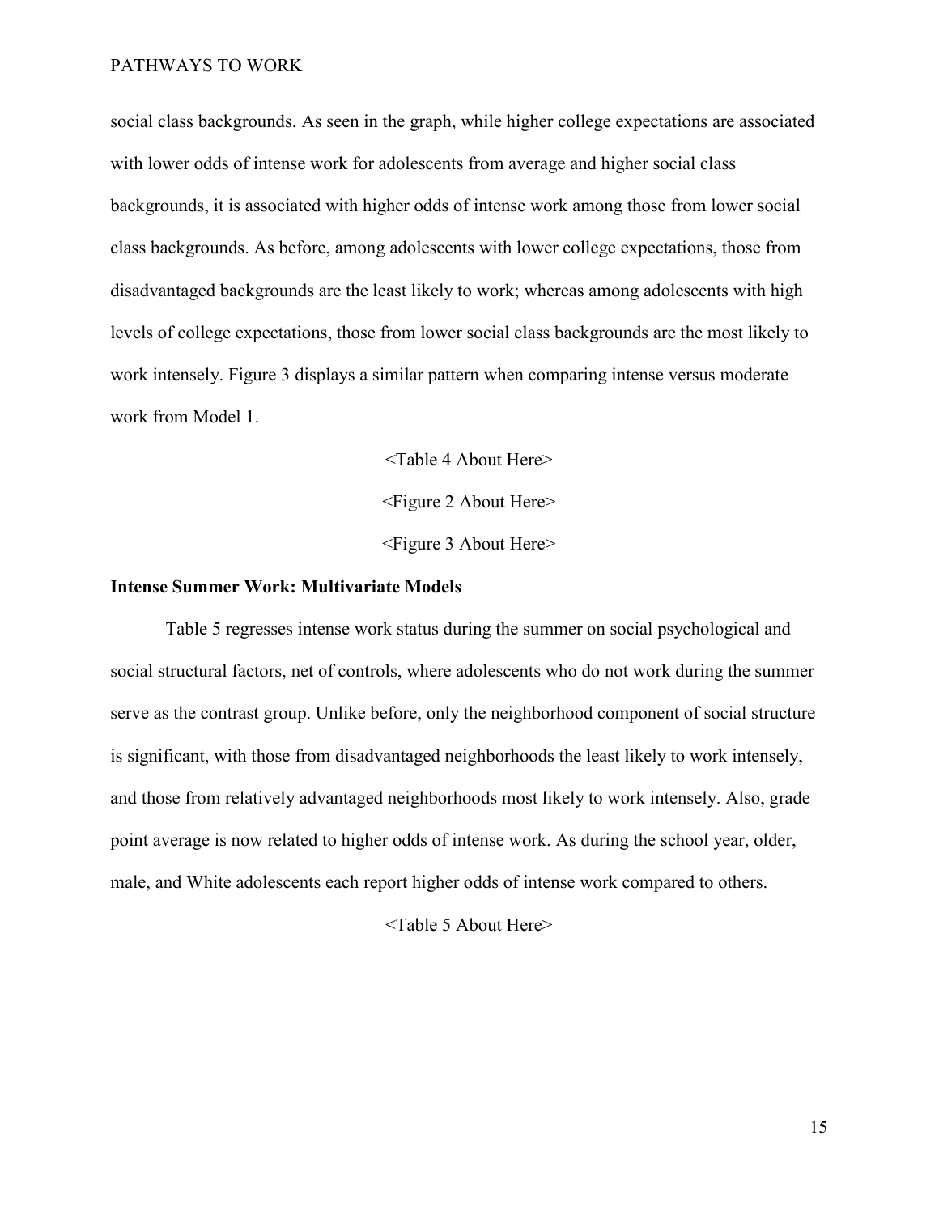social class backgrounds. As seen in the graph, while higher college expectations are associated with lower odds of intense work for adolescents from average and higher social class backgrounds, it is associated with higher odds of intense work among those from lower social class backgrounds. As before, among adolescents with lower college expectations, those from disadvantaged backgrounds are the least likely to work; whereas among adolescents with high levels of college expectations, those from lower social class backgrounds are the most likely to work intensely. Figure 3 displays a similar pattern when comparing intense versus moderate work from Model 1.

<Table 4 About Here>

<Figure 2 About Here>

<Figure 3 About Here>

**Intense Summer Work: Multivariate Models**

Table 5 regresses intense work status during the summer on social psychological and social structural factors, net of controls, where adolescents who do not work during the summer serve as the contrast group. Unlike before, only the neighborhood component of social structure is significant, with those from disadvantaged neighborhoods the least likely to work intensely, and those from relatively advantaged neighborhoods most likely to work intensely. Also, grade point average is now related to higher odds of intense work. As during the school year, older, male, and White adolescents each report higher odds of intense work compared to others.

<Table 5 About Here>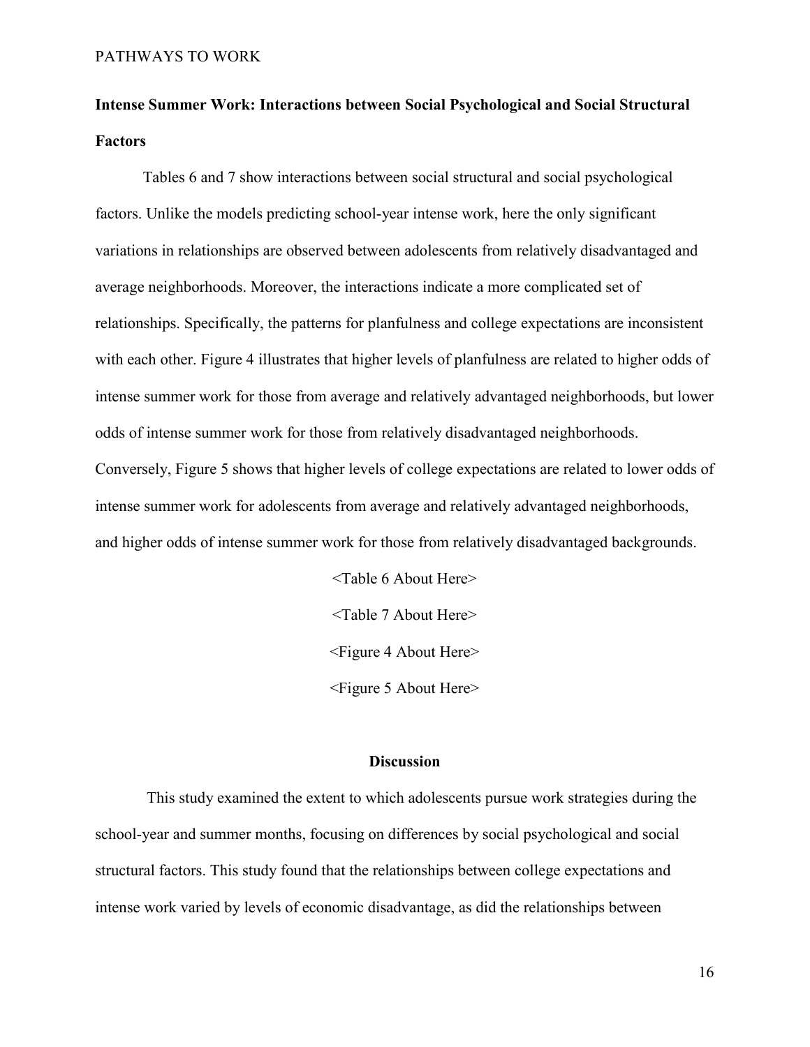**Intense Summer Work: Interactions between Social Psychological and Social Structural Factors**

Tables 6 and 7 show interactions between social structural and social psychological factors. Unlike the models predicting school-year intense work, here the only significant variations in relationships are observed between adolescents from relatively disadvantaged and average neighborhoods. Moreover, the interactions indicate a more complicated set of relationships. Specifically, the patterns for planfulness and college expectations are inconsistent with each other. Figure 4 illustrates that higher levels of planfulness are related to higher odds of intense summer work for those from average and relatively advantaged neighborhoods, but lower odds of intense summer work for those from relatively disadvantaged neighborhoods. Conversely, Figure 5 shows that higher levels of college expectations are related to lower odds of intense summer work for adolescents from average and relatively advantaged neighborhoods, and higher odds of intense summer work for those from relatively disadvantaged backgrounds.

<Table 6 About Here>

<Table 7 About Here>

<Figure 4 About Here>

<Figure 5 About Here>

## Discussion

This study examined the extent to which adolescents pursue work strategies during the school-year and summer months, focusing on differences by social psychological and social structural factors. This study found that the relationships between college expectations and intense work varied by levels of economic disadvantage, as did the relationships between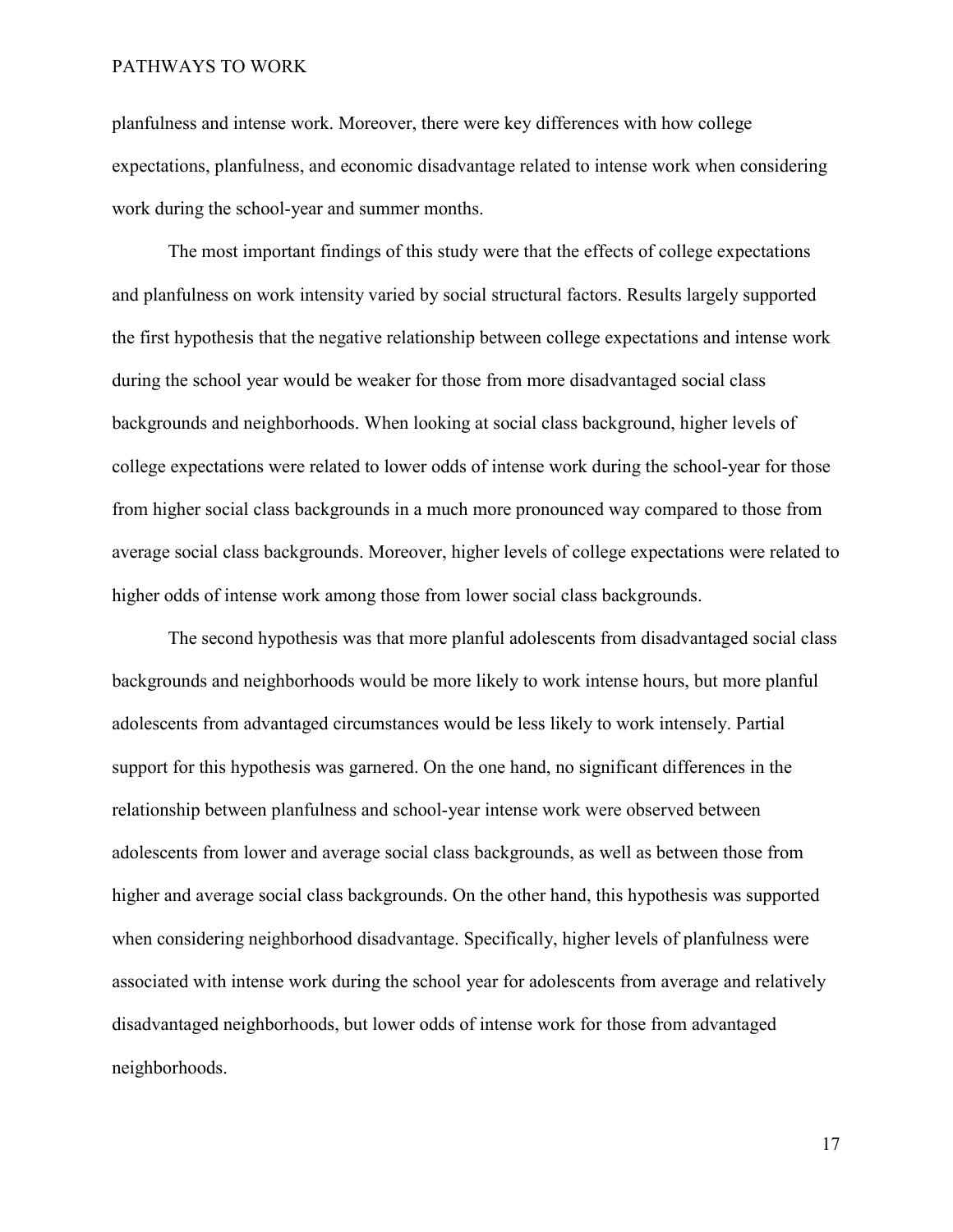planfulness and intense work. Moreover, there were key differences with how college expectations, planfulness, and economic disadvantage related to intense work when considering work during the school-year and summer months.

The most important findings of this study were that the effects of college expectations and planfulness on work intensity varied by social structural factors. Results largely supported the first hypothesis that the negative relationship between college expectations and intense work during the school year would be weaker for those from more disadvantaged social class backgrounds and neighborhoods. When looking at social class background, higher levels of college expectations were related to lower odds of intense work during the school-year for those from higher social class backgrounds in a much more pronounced way compared to those from average social class backgrounds. Moreover, higher levels of college expectations were related to higher odds of intense work among those from lower social class backgrounds.

The second hypothesis was that more planful adolescents from disadvantaged social class backgrounds and neighborhoods would be more likely to work intense hours, but more planful adolescents from advantaged circumstances would be less likely to work intensely. Partial support for this hypothesis was garnered. On the one hand, no significant differences in the relationship between planfulness and school-year intense work were observed between adolescents from lower and average social class backgrounds, as well as between those from higher and average social class backgrounds. On the other hand, this hypothesis was supported when considering neighborhood disadvantage. Specifically, higher levels of planfulness were associated with intense work during the school year for adolescents from average and relatively disadvantaged neighborhoods, but lower odds of intense work for those from advantaged neighborhoods.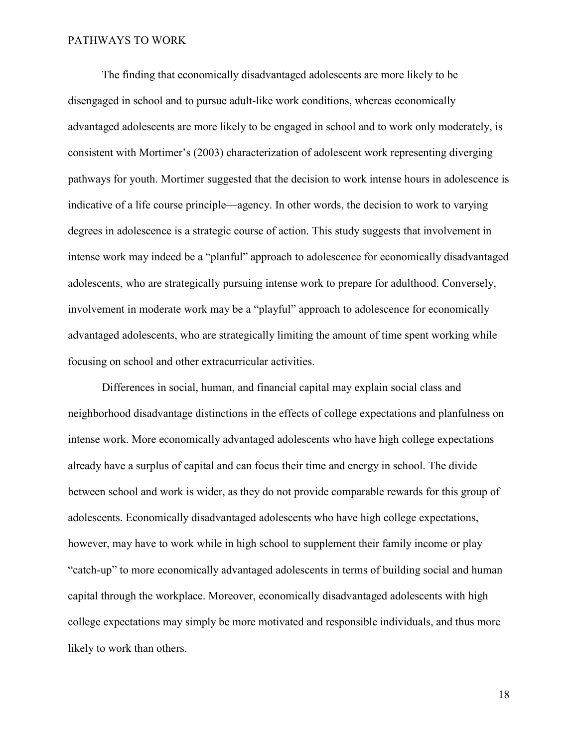The finding that economically disadvantaged adolescents are more likely to be disengaged in school and to pursue adult-like work conditions, whereas economically advantaged adolescents are more likely to be engaged in school and to work only moderately, is consistent with Mortimer's (2003) characterization of adolescent work representing diverging pathways for youth. Mortimer suggested that the decision to work intense hours in adolescence is indicative of a life course principle—agency. In other words, the decision to work to varying degrees in adolescence is a strategic course of action. This study suggests that involvement in intense work may indeed be a "planful" approach to adolescence for economically disadvantaged adolescents, who are strategically pursuing intense work to prepare for adulthood. Conversely, involvement in moderate work may be a "playful" approach to adolescence for economically advantaged adolescents, who are strategically limiting the amount of time spent working while focusing on school and other extracurricular activities.

Differences in social, human, and financial capital may explain social class and neighborhood disadvantage distinctions in the effects of college expectations and planfulness on intense work. More economically advantaged adolescents who have high college expectations already have a surplus of capital and can focus their time and energy in school. The divide between school and work is wider, as they do not provide comparable rewards for this group of adolescents. Economically disadvantaged adolescents who have high college expectations, however, may have to work while in high school to supplement their family income or play "catch-up" to more economically advantaged adolescents in terms of building social and human capital through the workplace. Moreover, economically disadvantaged adolescents with high college expectations may simply be more motivated and responsible individuals, and thus more likely to work than others.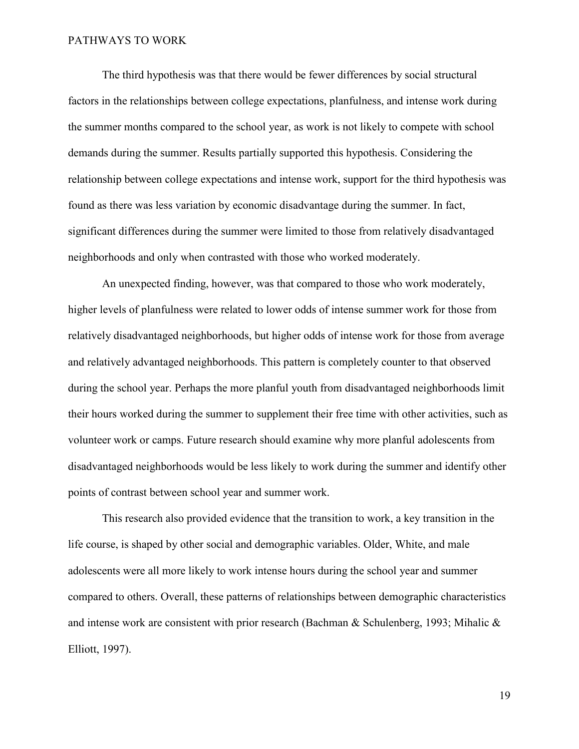The third hypothesis was that there would be fewer differences by social structural factors in the relationships between college expectations, planfulness, and intense work during the summer months compared to the school year, as work is not likely to compete with school demands during the summer. Results partially supported this hypothesis. Considering the relationship between college expectations and intense work, support for the third hypothesis was found as there was less variation by economic disadvantage during the summer. In fact, significant differences during the summer were limited to those from relatively disadvantaged neighborhoods and only when contrasted with those who worked moderately.

An unexpected finding, however, was that compared to those who work moderately, higher levels of planfulness were related to lower odds of intense summer work for those from relatively disadvantaged neighborhoods, but higher odds of intense work for those from average and relatively advantaged neighborhoods. This pattern is completely counter to that observed during the school year. Perhaps the more planful youth from disadvantaged neighborhoods limit their hours worked during the summer to supplement their free time with other activities, such as volunteer work or camps. Future research should examine why more planful adolescents from disadvantaged neighborhoods would be less likely to work during the summer and identify other points of contrast between school year and summer work.

This research also provided evidence that the transition to work, a key transition in the life course, is shaped by other social and demographic variables. Older, White, and male adolescents were all more likely to work intense hours during the school year and summer compared to others. Overall, these patterns of relationships between demographic characteristics and intense work are consistent with prior research (Bachman & Schulenberg, 1993; Mihalic & Elliott, 1997).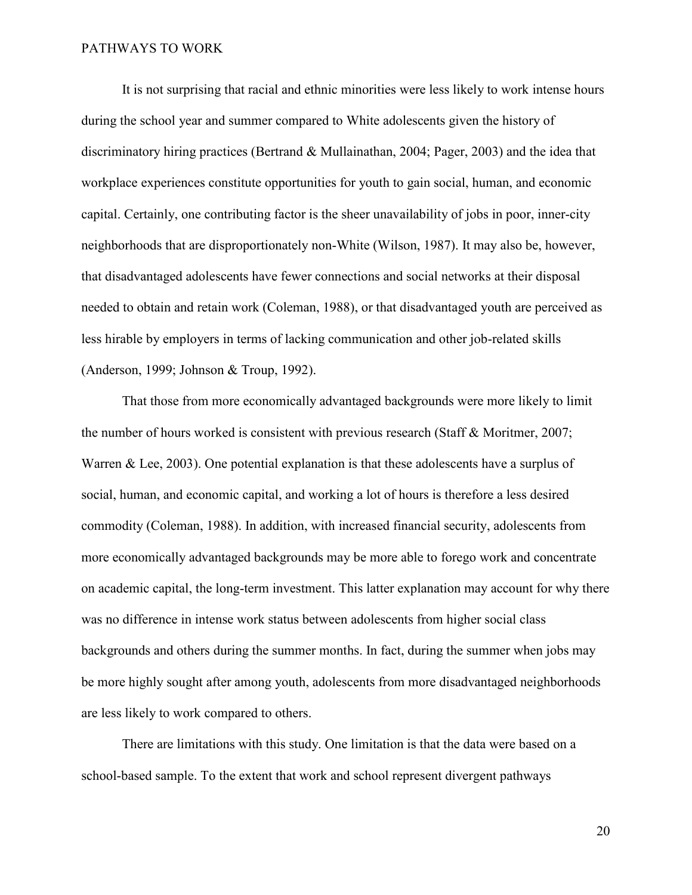It is not surprising that racial and ethnic minorities were less likely to work intense hours during the school year and summer compared to White adolescents given the history of discriminatory hiring practices (Bertrand & Mullainathan, 2004; Pager, 2003) and the idea that workplace experiences constitute opportunities for youth to gain social, human, and economic capital. Certainly, one contributing factor is the sheer unavailability of jobs in poor, inner-city neighborhoods that are disproportionately non-White (Wilson, 1987). It may also be, however, that disadvantaged adolescents have fewer connections and social networks at their disposal needed to obtain and retain work (Coleman, 1988), or that disadvantaged youth are perceived as less hirable by employers in terms of lacking communication and other job-related skills (Anderson, 1999; Johnson & Troup, 1992).

That those from more economically advantaged backgrounds were more likely to limit the number of hours worked is consistent with previous research (Staff & Moritmer, 2007; Warren & Lee, 2003). One potential explanation is that these adolescents have a surplus of social, human, and economic capital, and working a lot of hours is therefore a less desired commodity (Coleman, 1988). In addition, with increased financial security, adolescents from more economically advantaged backgrounds may be more able to forego work and concentrate on academic capital, the long-term investment. This latter explanation may account for why there was no difference in intense work status between adolescents from higher social class backgrounds and others during the summer months. In fact, during the summer when jobs may be more highly sought after among youth, adolescents from more disadvantaged neighborhoods are less likely to work compared to others.

There are limitations with this study. One limitation is that the data were based on a school-based sample. To the extent that work and school represent divergent pathways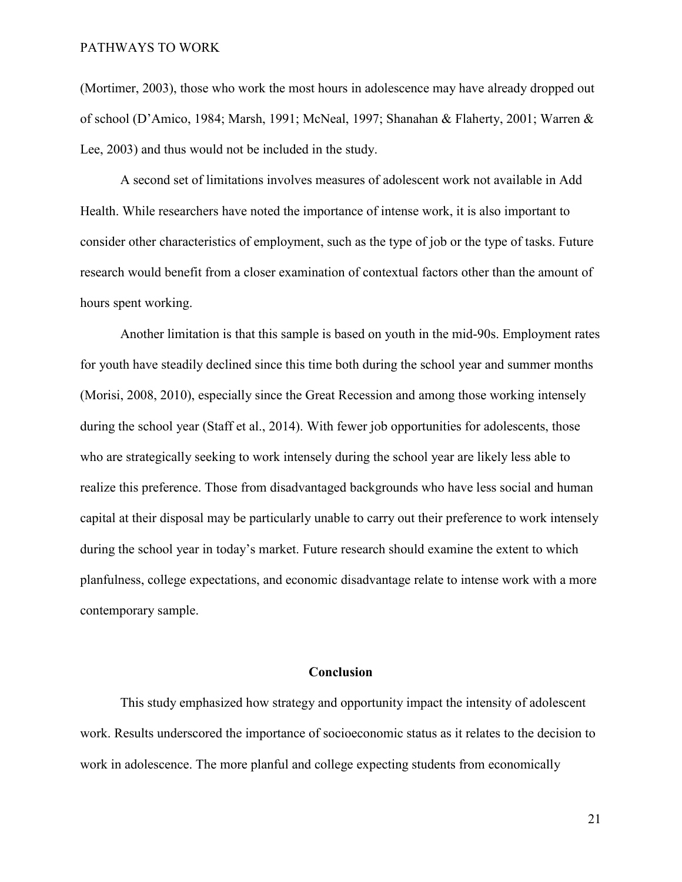(Mortimer, 2003), those who work the most hours in adolescence may have already dropped out of school (D'Amico, 1984; Marsh, 1991; McNeal, 1997; Shanahan & Flaherty, 2001; Warren & Lee, 2003) and thus would not be included in the study.

A second set of limitations involves measures of adolescent work not available in Add Health. While researchers have noted the importance of intense work, it is also important to consider other characteristics of employment, such as the type of job or the type of tasks. Future research would benefit from a closer examination of contextual factors other than the amount of hours spent working.

Another limitation is that this sample is based on youth in the mid-90s. Employment rates for youth have steadily declined since this time both during the school year and summer months (Morisi, 2008, 2010), especially since the Great Recession and among those working intensely during the school year (Staff et al., 2014). With fewer job opportunities for adolescents, those who are strategically seeking to work intensely during the school year are likely less able to realize this preference. Those from disadvantaged backgrounds who have less social and human capital at their disposal may be particularly unable to carry out their preference to work intensely during the school year in today's market. Future research should examine the extent to which planfulness, college expectations, and economic disadvantage relate to intense work with a more contemporary sample.

## Conclusion

This study emphasized how strategy and opportunity impact the intensity of adolescent work. Results underscored the importance of socioeconomic status as it relates to the decision to work in adolescence. The more planful and college expecting students from economically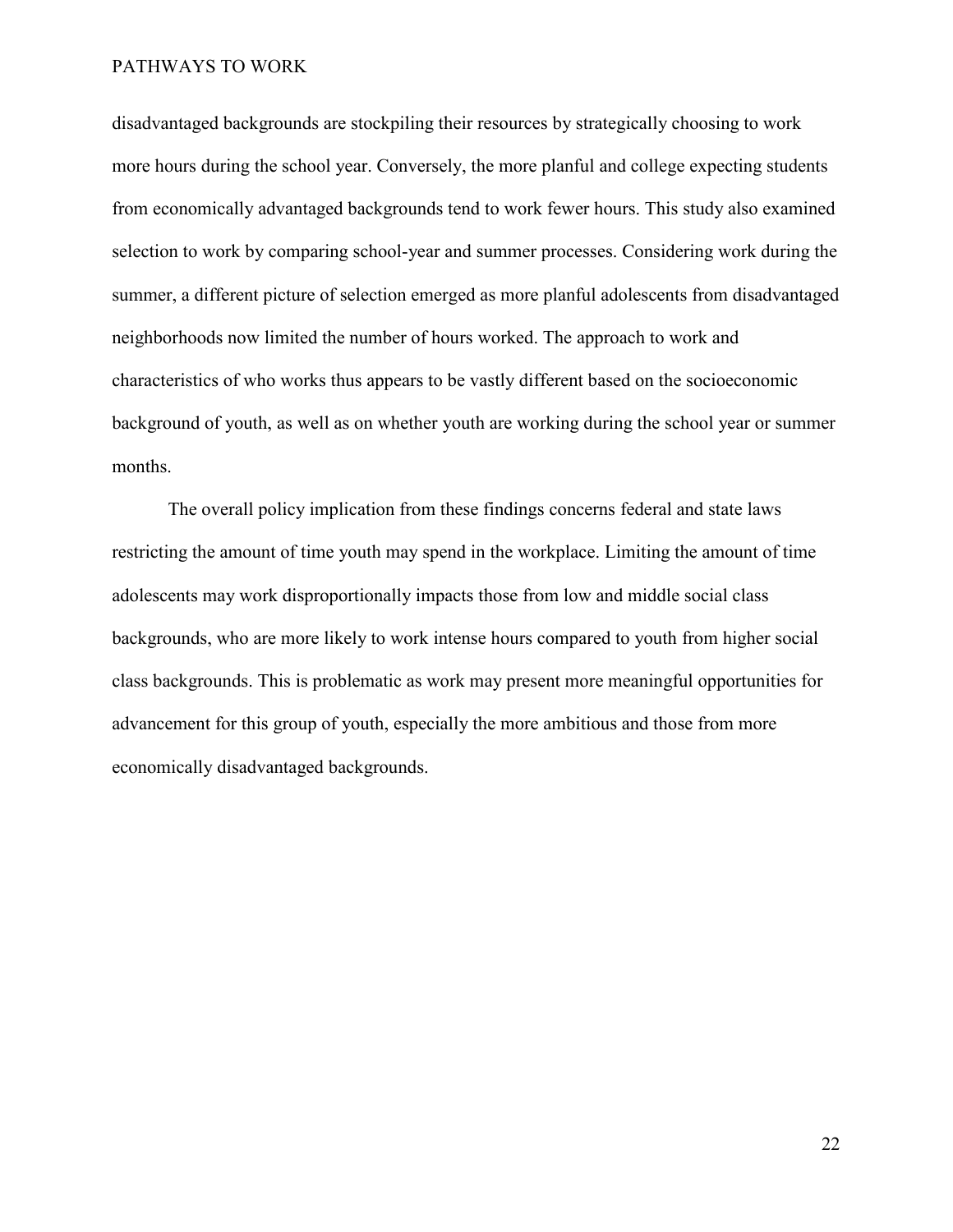disadvantaged backgrounds are stockpiling their resources by strategically choosing to work more hours during the school year. Conversely, the more planful and college expecting students from economically advantaged backgrounds tend to work fewer hours. This study also examined selection to work by comparing school-year and summer processes. Considering work during the summer, a different picture of selection emerged as more planful adolescents from disadvantaged neighborhoods now limited the number of hours worked. The approach to work and characteristics of who works thus appears to be vastly different based on the socioeconomic background of youth, as well as on whether youth are working during the school year or summer months.

The overall policy implication from these findings concerns federal and state laws restricting the amount of time youth may spend in the workplace. Limiting the amount of time adolescents may work disproportionally impacts those from low and middle social class backgrounds, who are more likely to work intense hours compared to youth from higher social class backgrounds. This is problematic as work may present more meaningful opportunities for advancement for this group of youth, especially the more ambitious and those from more economically disadvantaged backgrounds.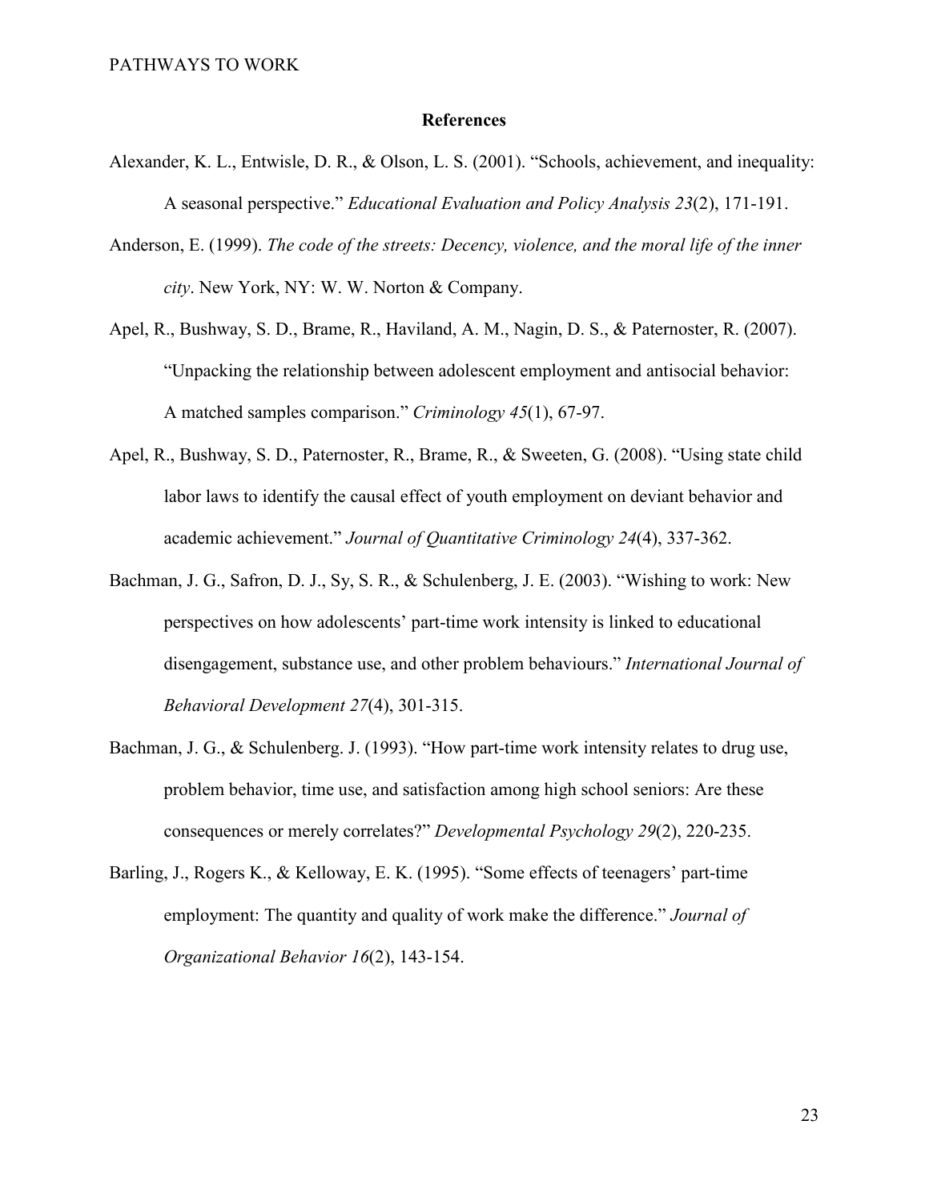## References

Alexander, K. L., Entwisle, D. R., & Olson, L. S. (2001). "Schools, achievement, and inequality: A seasonal perspective." *Educational Evaluation and Policy Analysis 23*(2), 171-191.

Anderson, E. (1999). *The code of the streets: Decency, violence, and the moral life of the inner city*. New York, NY: W. W. Norton & Company.

Apel, R., Bushway, S. D., Brame, R., Haviland, A. M., Nagin, D. S., & Paternoster, R. (2007). "Unpacking the relationship between adolescent employment and antisocial behavior: A matched samples comparison." *Criminology 45*(1), 67-97.

Apel, R., Bushway, S. D., Paternoster, R., Brame, R., & Sweeten, G. (2008). "Using state child labor laws to identify the causal effect of youth employment on deviant behavior and academic achievement." *Journal of Quantitative Criminology 24*(4), 337-362.

Bachman, J. G., Safron, D. J., Sy, S. R., & Schulenberg, J. E. (2003). "Wishing to work: New perspectives on how adolescents' part-time work intensity is linked to educational disengagement, substance use, and other problem behaviours." *International Journal of Behavioral Development 27*(4), 301-315.

Bachman, J. G., & Schulenberg. J. (1993). "How part-time work intensity relates to drug use, problem behavior, time use, and satisfaction among high school seniors: Are these consequences or merely correlates?" *Developmental Psychology 29*(2), 220-235.

Barling, J., Rogers K., & Kelloway, E. K. (1995). "Some effects of teenagers' part-time employment: The quantity and quality of work make the difference." *Journal of Organizational Behavior 16*(2), 143-154.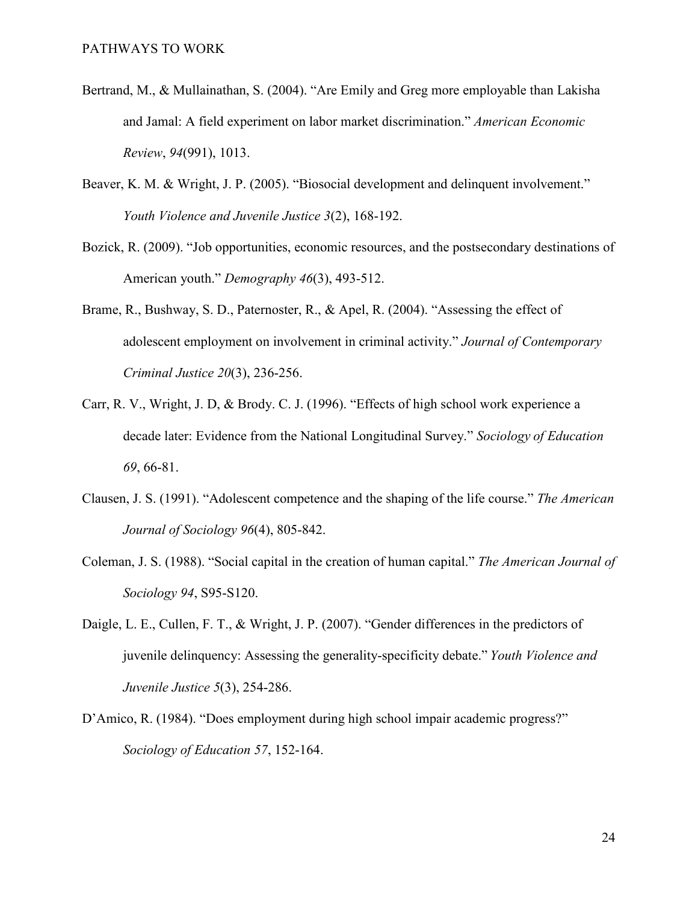Bertrand, M., & Mullainathan, S. (2004). "Are Emily and Greg more employable than Lakisha and Jamal: A field experiment on labor market discrimination." *American Economic Review*, *94*(991), 1013.

Beaver, K. M. & Wright, J. P. (2005). "Biosocial development and delinquent involvement." *Youth Violence and Juvenile Justice 3*(2), 168-192.

Bozick, R. (2009). "Job opportunities, economic resources, and the postsecondary destinations of American youth." *Demography 46*(3), 493-512.

Brame, R., Bushway, S. D., Paternoster, R., & Apel, R. (2004). "Assessing the effect of adolescent employment on involvement in criminal activity." *Journal of Contemporary Criminal Justice 20*(3), 236-256.

Carr, R. V., Wright, J. D, & Brody. C. J. (1996). "Effects of high school work experience a decade later: Evidence from the National Longitudinal Survey." *Sociology of Education 69*, 66-81.

Clausen, J. S. (1991). "Adolescent competence and the shaping of the life course." *The American Journal of Sociology 96*(4), 805-842.

Coleman, J. S. (1988). "Social capital in the creation of human capital." *The American Journal of Sociology 94*, S95-S120.

Daigle, L. E., Cullen, F. T., & Wright, J. P. (2007). "Gender differences in the predictors of juvenile delinquency: Assessing the generality-specificity debate." *Youth Violence and Juvenile Justice 5*(3), 254-286.

D'Amico, R. (1984). "Does employment during high school impair academic progress?" *Sociology of Education 57*, 152-164.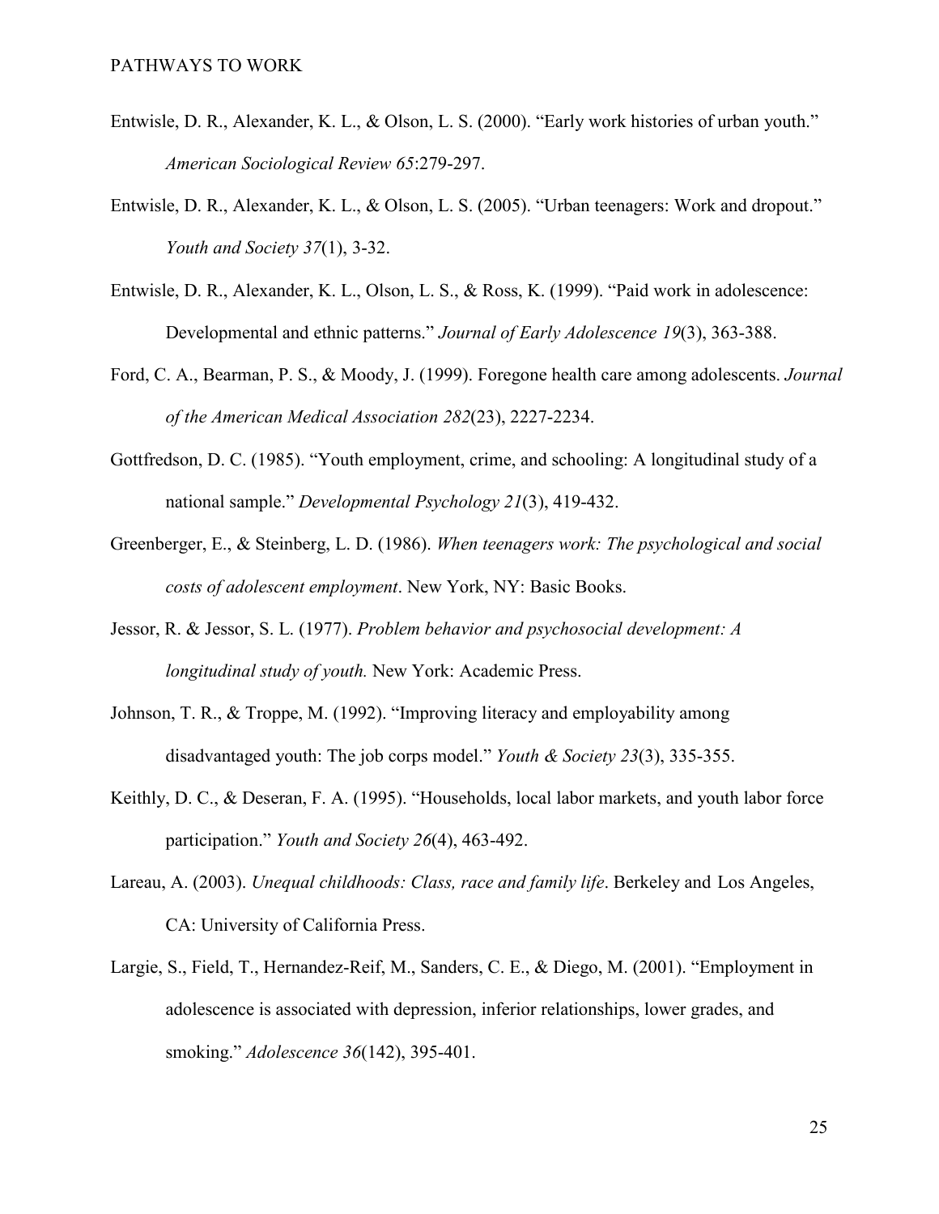Entwisle, D. R., Alexander, K. L., & Olson, L. S. (2000). "Early work histories of urban youth." *American Sociological Review 65*:279-297.

Entwisle, D. R., Alexander, K. L., & Olson, L. S. (2005). "Urban teenagers: Work and dropout." *Youth and Society 37*(1), 3-32.

Entwisle, D. R., Alexander, K. L., Olson, L. S., & Ross, K. (1999). "Paid work in adolescence: Developmental and ethnic patterns." *Journal of Early Adolescence 19*(3), 363-388.

Ford, C. A., Bearman, P. S., & Moody, J. (1999). Foregone health care among adolescents. *Journal of the American Medical Association 282*(23), 2227-2234.

Gottfredson, D. C. (1985). "Youth employment, crime, and schooling: A longitudinal study of a national sample." *Developmental Psychology 21*(3), 419-432.

Greenberger, E., & Steinberg, L. D. (1986). *When teenagers work: The psychological and social costs of adolescent employment*. New York, NY: Basic Books.

Jessor, R. & Jessor, S. L. (1977). *Problem behavior and psychosocial development: A longitudinal study of youth.* New York: Academic Press.

Johnson, T. R., & Troppe, M. (1992). "Improving literacy and employability among disadvantaged youth: The job corps model." *Youth & Society 23*(3), 335-355.

Keithly, D. C., & Deseran, F. A. (1995). "Households, local labor markets, and youth labor force participation." *Youth and Society 26*(4), 463-492.

Lareau, A. (2003). *Unequal childhoods: Class, race and family life*. Berkeley and Los Angeles, CA: University of California Press.

Largie, S., Field, T., Hernandez-Reif, M., Sanders, C. E., & Diego, M. (2001). "Employment in adolescence is associated with depression, inferior relationships, lower grades, and smoking." *Adolescence 36*(142), 395-401.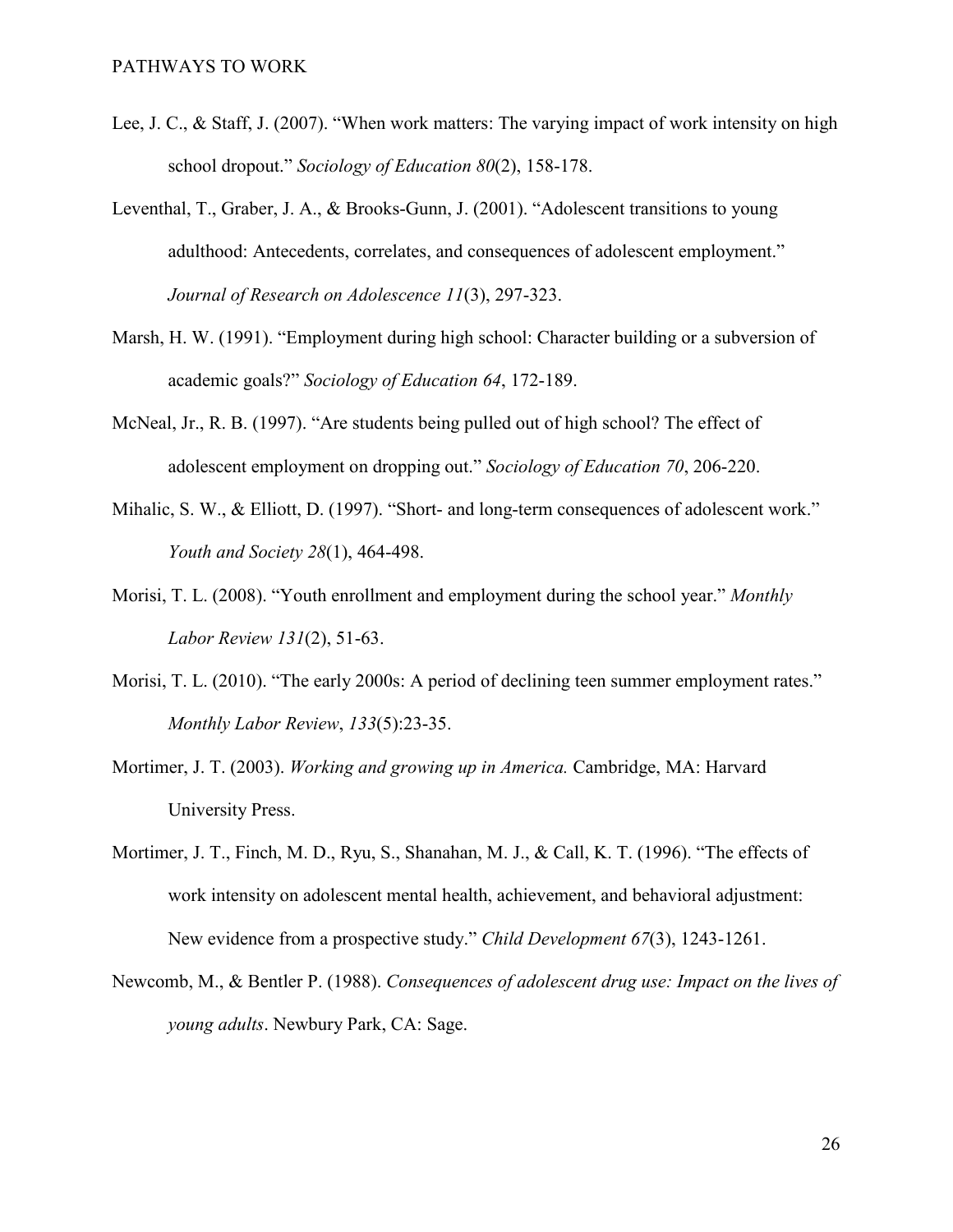Lee, J. C., & Staff, J. (2007). "When work matters: The varying impact of work intensity on high school dropout." *Sociology of Education 80*(2), 158-178.

Leventhal, T., Graber, J. A., & Brooks-Gunn, J. (2001). "Adolescent transitions to young adulthood: Antecedents, correlates, and consequences of adolescent employment." *Journal of Research on Adolescence 11*(3), 297-323.

Marsh, H. W. (1991). "Employment during high school: Character building or a subversion of academic goals?" *Sociology of Education 64*, 172-189.

McNeal, Jr., R. B. (1997). "Are students being pulled out of high school? The effect of adolescent employment on dropping out." *Sociology of Education 70*, 206-220.

Mihalic, S. W., & Elliott, D. (1997). "Short- and long-term consequences of adolescent work." *Youth and Society 28*(1), 464-498.

Morisi, T. L. (2008). "Youth enrollment and employment during the school year." *Monthly Labor Review 131*(2), 51-63.

Morisi, T. L. (2010). "The early 2000s: A period of declining teen summer employment rates." *Monthly Labor Review*, *133*(5):23-35.

Mortimer, J. T. (2003). *Working and growing up in America.* Cambridge, MA: Harvard University Press.

Mortimer, J. T., Finch, M. D., Ryu, S., Shanahan, M. J., & Call, K. T. (1996). "The effects of work intensity on adolescent mental health, achievement, and behavioral adjustment: New evidence from a prospective study." *Child Development 67*(3), 1243-1261.

Newcomb, M., & Bentler P. (1988). *Consequences of adolescent drug use: Impact on the lives of young adults*. Newbury Park, CA: Sage.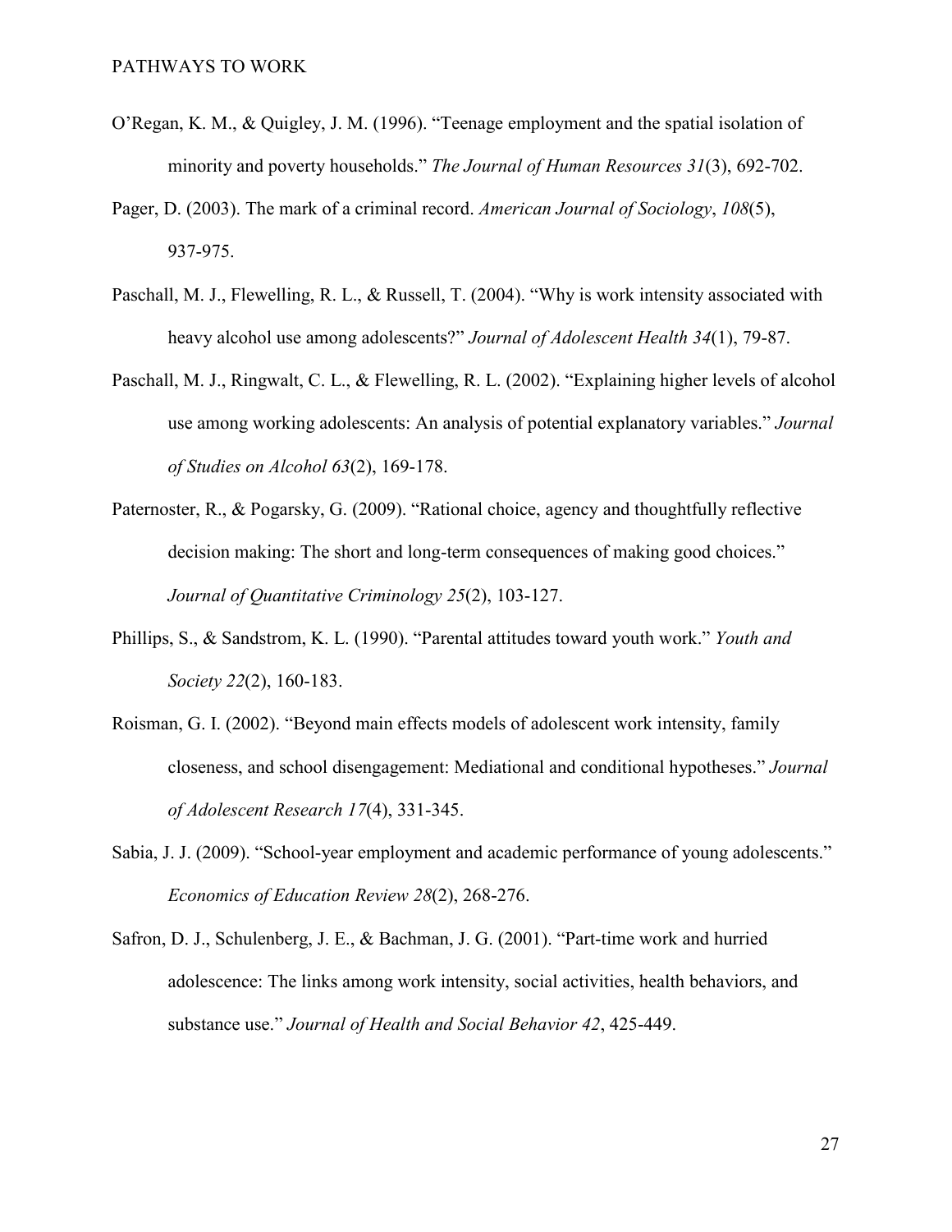O'Regan, K. M., & Quigley, J. M. (1996). "Teenage employment and the spatial isolation of minority and poverty households." *The Journal of Human Resources 31*(3), 692-702.

Pager, D. (2003). The mark of a criminal record. *American Journal of Sociology*, *108*(5), 937-975.

Paschall, M. J., Flewelling, R. L., & Russell, T. (2004). "Why is work intensity associated with heavy alcohol use among adolescents?" *Journal of Adolescent Health 34*(1), 79-87.

Paschall, M. J., Ringwalt, C. L., & Flewelling, R. L. (2002). "Explaining higher levels of alcohol use among working adolescents: An analysis of potential explanatory variables." *Journal of Studies on Alcohol 63*(2), 169-178.

Paternoster, R., & Pogarsky, G. (2009). "Rational choice, agency and thoughtfully reflective decision making: The short and long-term consequences of making good choices." *Journal of Quantitative Criminology 25*(2), 103-127.

Phillips, S., & Sandstrom, K. L. (1990). "Parental attitudes toward youth work." *Youth and Society 22*(2), 160-183.

Roisman, G. I. (2002). "Beyond main effects models of adolescent work intensity, family closeness, and school disengagement: Mediational and conditional hypotheses." *Journal of Adolescent Research 17*(4), 331-345.

Sabia, J. J. (2009). "School-year employment and academic performance of young adolescents." *Economics of Education Review 28*(2), 268-276.

Safron, D. J., Schulenberg, J. E., & Bachman, J. G. (2001). "Part-time work and hurried adolescence: The links among work intensity, social activities, health behaviors, and substance use." *Journal of Health and Social Behavior 42*, 425-449.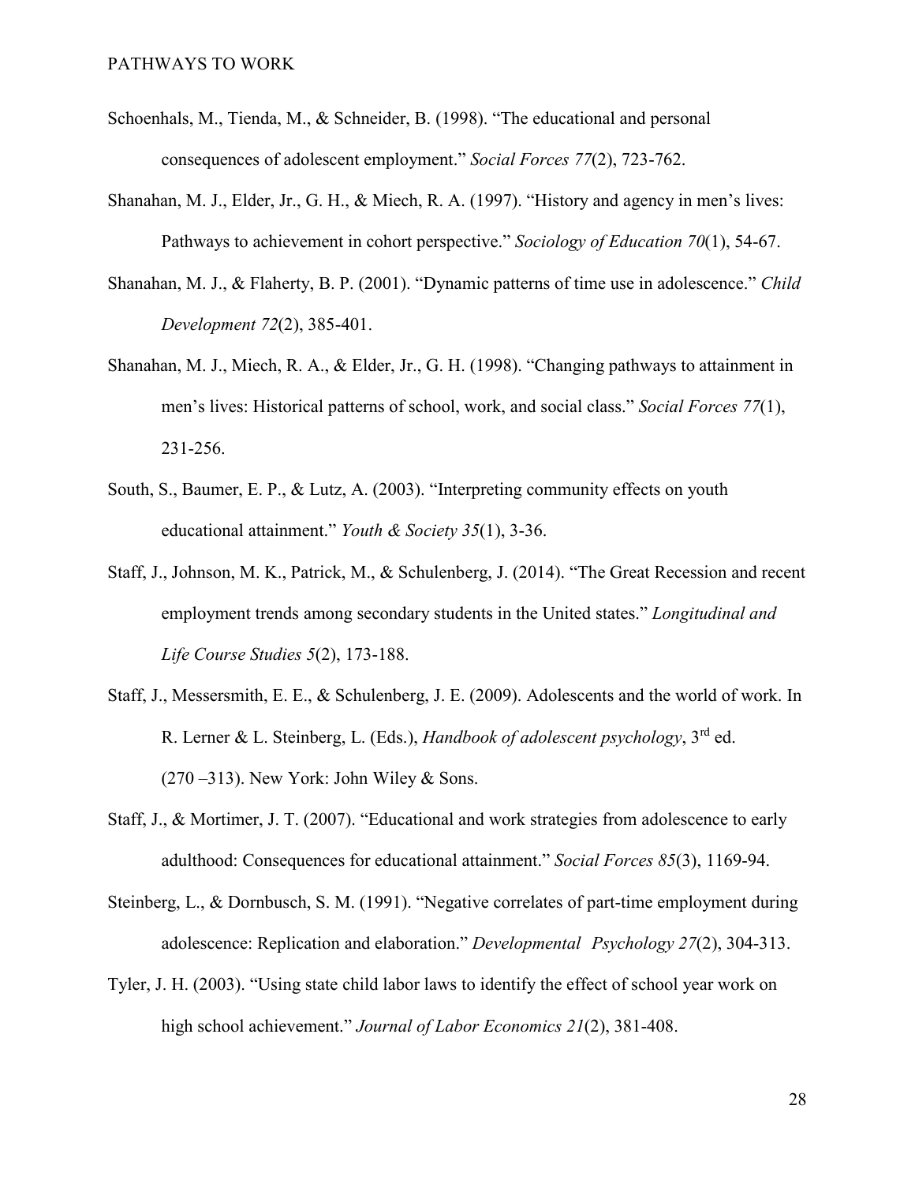Schoenhals, M., Tienda, M., & Schneider, B. (1998). "The educational and personal consequences of adolescent employment." *Social Forces 77*(2), 723-762.

Shanahan, M. J., Elder, Jr., G. H., & Miech, R. A. (1997). "History and agency in men's lives: Pathways to achievement in cohort perspective." *Sociology of Education 70*(1), 54-67.

Shanahan, M. J., & Flaherty, B. P. (2001). "Dynamic patterns of time use in adolescence." *Child Development 72*(2), 385-401.

Shanahan, M. J., Miech, R. A., & Elder, Jr., G. H. (1998). "Changing pathways to attainment in men's lives: Historical patterns of school, work, and social class." *Social Forces 77*(1), 231-256.

South, S., Baumer, E. P., & Lutz, A. (2003). "Interpreting community effects on youth educational attainment." *Youth & Society 35*(1), 3-36.

Staff, J., Johnson, M. K., Patrick, M., & Schulenberg, J. (2014). "The Great Recession and recent employment trends among secondary students in the United states." *Longitudinal and Life Course Studies 5*(2), 173-188.

Staff, J., Messersmith, E. E., & Schulenberg, J. E. (2009). Adolescents and the world of work. In R. Lerner & L. Steinberg, L. (Eds.), *Handbook of adolescent psychology*, 3rd ed. (270 –313). New York: John Wiley & Sons.

Staff, J., & Mortimer, J. T. (2007). "Educational and work strategies from adolescence to early adulthood: Consequences for educational attainment." *Social Forces 85*(3), 1169-94.

Steinberg, L., & Dornbusch, S. M. (1991). "Negative correlates of part-time employment during adolescence: Replication and elaboration." *Developmental Psychology 27*(2), 304-313.

Tyler, J. H. (2003). "Using state child labor laws to identify the effect of school year work on high school achievement." *Journal of Labor Economics 21*(2), 381-408.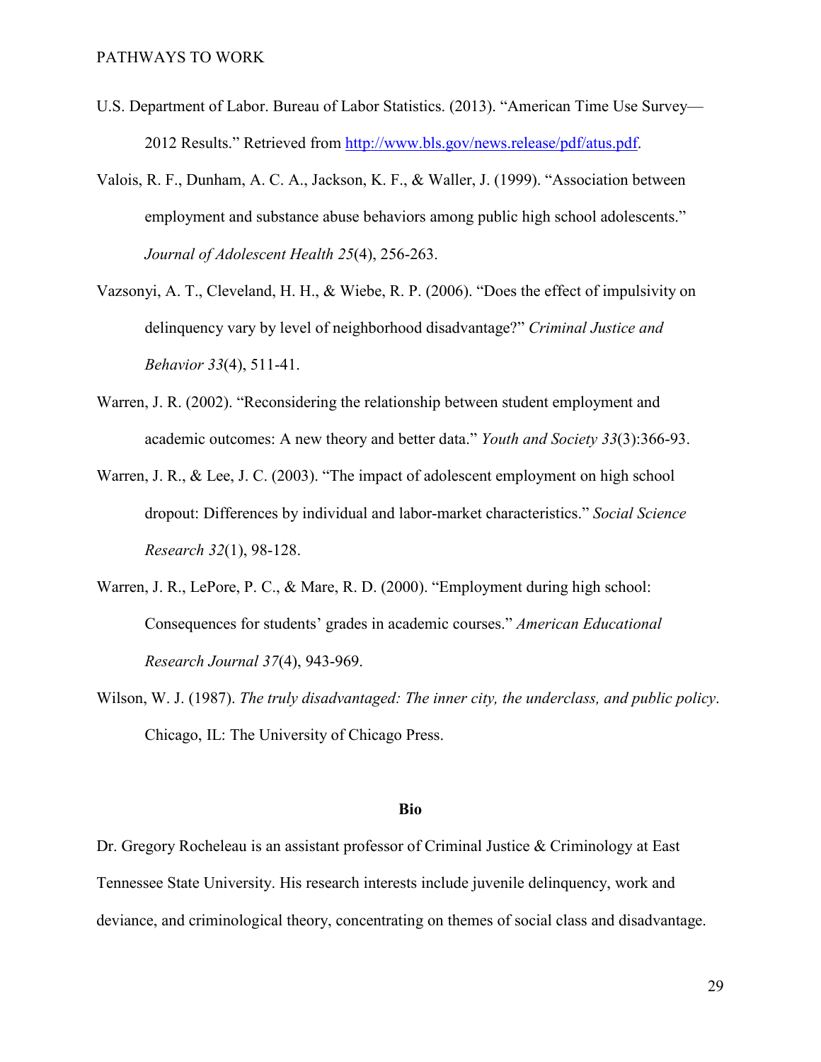U.S. Department of Labor. Bureau of Labor Statistics. (2013). "American Time Use Survey—2012 Results." Retrieved from [http://www.bls.gov/news.release/pdf/atus.pdf](http://www.bls.gov/news.release/pdf/atus.pdf).

Valois, R. F., Dunham, A. C. A., Jackson, K. F., & Waller, J. (1999). "Association between employment and substance abuse behaviors among public high school adolescents." *Journal of Adolescent Health 25*(4), 256-263.

Vazsonyi, A. T., Cleveland, H. H., & Wiebe, R. P. (2006). "Does the effect of impulsivity on delinquency vary by level of neighborhood disadvantage?" *Criminal Justice and Behavior 33*(4), 511-41.

Warren, J. R. (2002). "Reconsidering the relationship between student employment and academic outcomes: A new theory and better data." *Youth and Society 33*(3):366-93.

Warren, J. R., & Lee, J. C. (2003). "The impact of adolescent employment on high school dropout: Differences by individual and labor-market characteristics." *Social Science Research 32*(1), 98-128.

Warren, J. R., LePore, P. C., & Mare, R. D. (2000). "Employment during high school: Consequences for students' grades in academic courses." *American Educational Research Journal 37*(4), 943-969.

Wilson, W. J. (1987). *The truly disadvantaged: The inner city, the underclass, and public policy*. Chicago, IL: The University of Chicago Press.

**Bio**

Dr. Gregory Rocheleau is an assistant professor of Criminal Justice & Criminology at East Tennessee State University. His research interests include juvenile delinquency, work and deviance, and criminological theory, concentrating on themes of social class and disadvantage.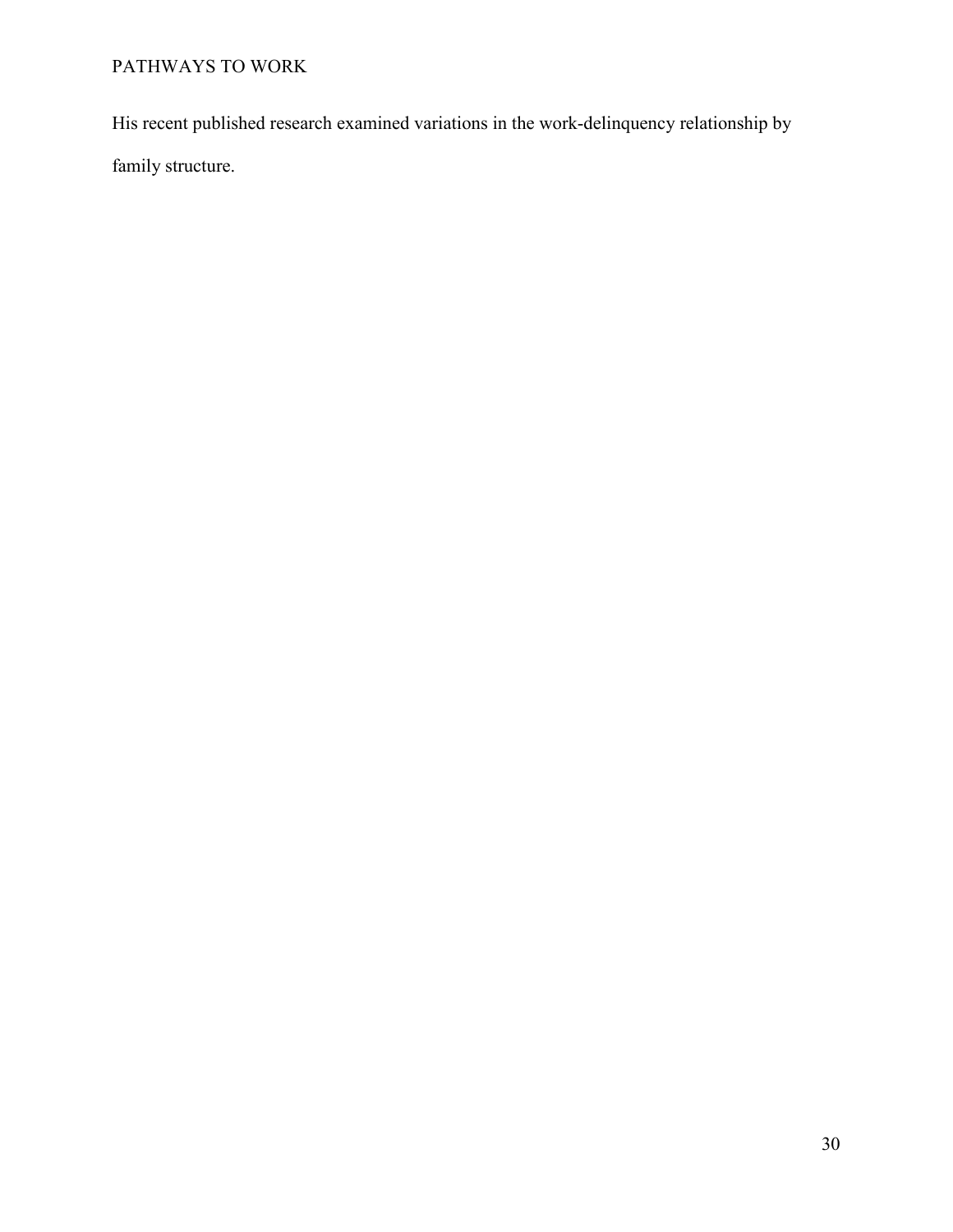His recent published research examined variations in the work-delinquency relationship by family structure.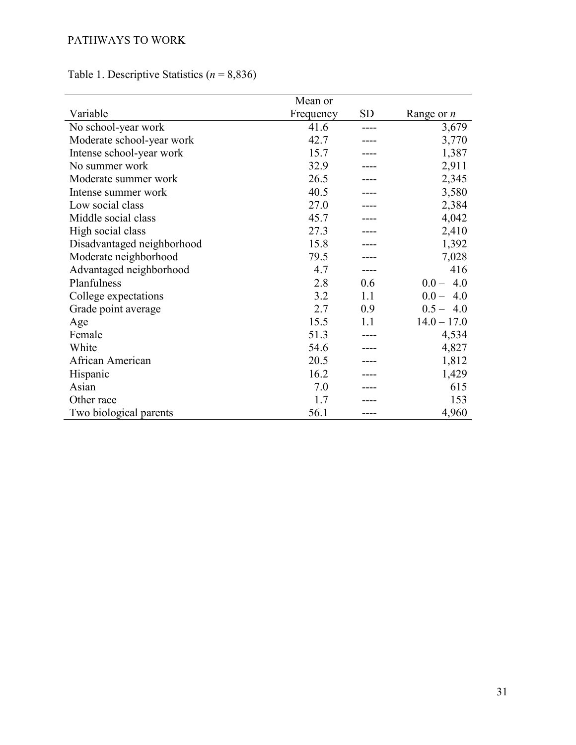Table 1. Descriptive Statistics (*n* = 8,836)

| Variable | Mean or Frequency | SD | Range or *n* |
|---|---|---|---|
| No school-year work | 41.6 | ---- | 3,679 |
| Moderate school-year work | 42.7 | ---- | 3,770 |
| Intense school-year work | 15.7 | ---- | 1,387 |
| No summer work | 32.9 | ---- | 2,911 |
| Moderate summer work | 26.5 | ---- | 2,345 |
| Intense summer work | 40.5 | ---- | 3,580 |
| Low social class | 27.0 | ---- | 2,384 |
| Middle social class | 45.7 | ---- | 4,042 |
| High social class | 27.3 | ---- | 2,410 |
| Disadvantaged neighborhood | 15.8 | ---- | 1,392 |
| Moderate neighborhood | 79.5 | ---- | 7,028 |
| Advantaged neighborhood | 4.7 | ---- | 416 |
| Planfulness | 2.8 | 0.6 | 0.0 – 4.0 |
| College expectations | 3.2 | 1.1 | 0.0 – 4.0 |
| Grade point average | 2.7 | 0.9 | 0.5 – 4.0 |
| Age | 15.5 | 1.1 | 14.0 – 17.0 |
| Female | 51.3 | ---- | 4,534 |
| White | 54.6 | ---- | 4,827 |
| African American | 20.5 | ---- | 1,812 |
| Hispanic | 16.2 | ---- | 1,429 |
| Asian | 7.0 | ---- | 615 |
| Other race | 1.7 | ---- | 153 |
| Two biological parents | 56.1 | ---- | 4,960 |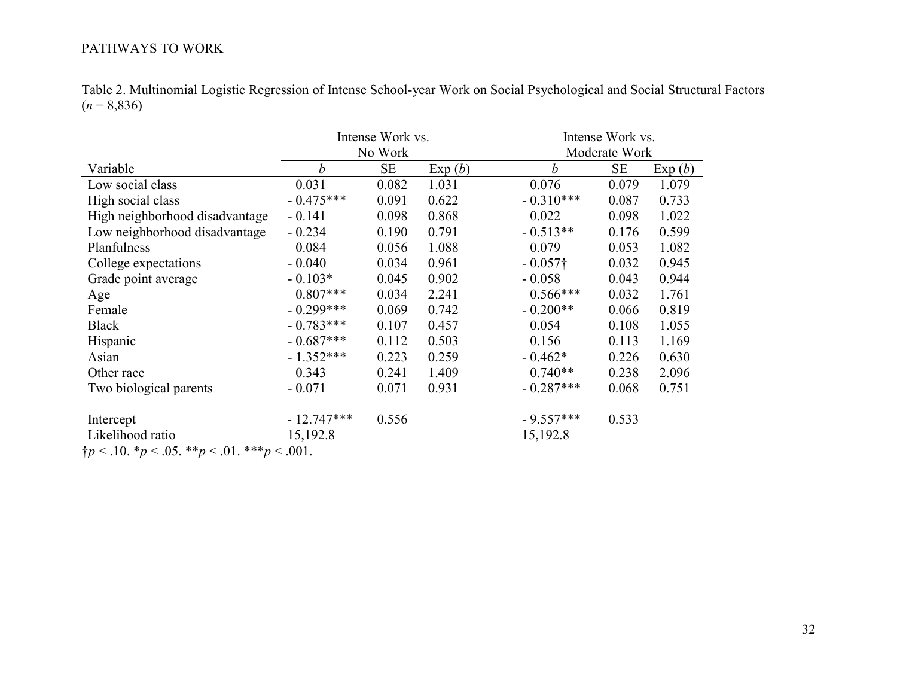Table 2. Multinomial Logistic Regression of Intense School-year Work on Social Psychological and Social Structural Factors ($n$ = 8,836)

| | Intense Work vs. No Work | | | Intense Work vs. Moderate Work | | |
|---|---|---|---|---|---|---|
| Variable | *b* | SE | Exp (*b*) | *b* | SE | Exp (*b*) |
| Low social class | 0.031 | 0.082 | 1.031 | 0.076 | 0.079 | 1.079 |
| High social class | - 0.475*** | 0.091 | 0.622 | - 0.310*** | 0.087 | 0.733 |
| High neighborhood disadvantage | - 0.141 | 0.098 | 0.868 | 0.022 | 0.098 | 1.022 |
| Low neighborhood disadvantage | - 0.234 | 0.190 | 0.791 | - 0.513** | 0.176 | 0.599 |
| Planfulness | 0.084 | 0.056 | 1.088 | 0.079 | 0.053 | 1.082 |
| College expectations | - 0.040 | 0.034 | 0.961 | - 0.057† | 0.032 | 0.945 |
| Grade point average | - 0.103* | 0.045 | 0.902 | - 0.058 | 0.043 | 0.944 |
| Age | 0.807*** | 0.034 | 2.241 | 0.566*** | 0.032 | 1.761 |
| Female | - 0.299*** | 0.069 | 0.742 | - 0.200** | 0.066 | 0.819 |
| Black | - 0.783*** | 0.107 | 0.457 | 0.054 | 0.108 | 1.055 |
| Hispanic | - 0.687*** | 0.112 | 0.503 | 0.156 | 0.113 | 1.169 |
| Asian | - 1.352*** | 0.223 | 0.259 | - 0.462* | 0.226 | 0.630 |
| Other race | 0.343 | 0.241 | 1.409 | 0.740** | 0.238 | 2.096 |
| Two biological parents | - 0.071 | 0.071 | 0.931 | - 0.287*** | 0.068 | 0.751 |
| | | | | | | |
| Intercept | - 12.747*** | 0.556 | | - 9.557*** | 0.533 | |
| Likelihood ratio | 15,192.8 | | | 15,192.8 | | |

†$p$ < .10. *$p$ < .05. **$p$ < .01. ***$p$ < .001.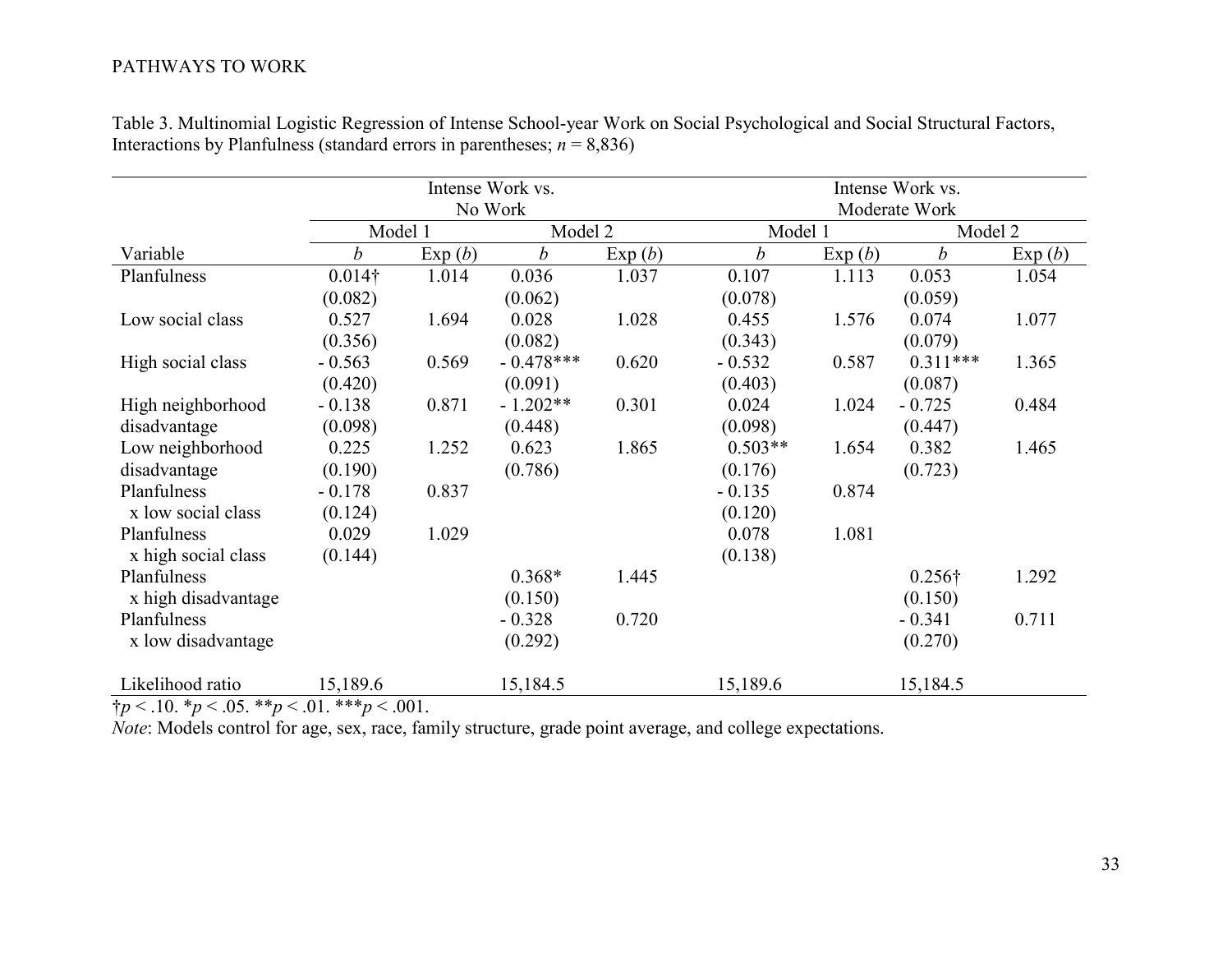Table 3. Multinomial Logistic Regression of Intense School-year Work on Social Psychological and Social Structural Factors, Interactions by Planfulness (standard errors in parentheses; $n$ = 8,836)

| | Intense Work vs. No Work | | | | Intense Work vs. Moderate Work | | | |
|---|---|---|---|---|---|---|---|---|
| | Model 1 | | Model 2 | | Model 1 | | Model 2 | |
| Variable | *b* | Exp (*b*) | *b* | Exp (*b*) | *b* | Exp (*b*) | *b* | Exp (*b*) |
| Planfulness | 0.014† | 1.014 | 0.036 | 1.037 | 0.107 | 1.113 | 0.053 | 1.054 |
| | (0.082) | | (0.062) | | (0.078) | | (0.059) | |
| Low social class | 0.527 | 1.694 | 0.028 | 1.028 | 0.455 | 1.576 | 0.074 | 1.077 |
| | (0.356) | | (0.082) | | (0.343) | | (0.079) | |
| High social class | - 0.563 | 0.569 | - 0.478*** | 0.620 | - 0.532 | 0.587 | 0.311*** | 1.365 |
| | (0.420) | | (0.091) | | (0.403) | | (0.087) | |
| High neighborhood disadvantage | - 0.138 | 0.871 | - 1.202** | 0.301 | 0.024 | 1.024 | - 0.725 | 0.484 |
| | (0.098) | | (0.448) | | (0.098) | | (0.447) | |
| Low neighborhood disadvantage | 0.225 | 1.252 | 0.623 | 1.865 | 0.503** | 1.654 | 0.382 | 1.465 |
| | (0.190) | | (0.786) | | (0.176) | | (0.723) | |
| Planfulness x low social class | - 0.178 | 0.837 | | | - 0.135 | 0.874 | | |
| | (0.124) | | | | (0.120) | | | |
| Planfulness x high social class | 0.029 | 1.029 | | | 0.078 | 1.081 | | |
| | (0.144) | | | | (0.138) | | | |
| Planfulness x high disadvantage | | | 0.368* | 1.445 | | | 0.256† | 1.292 |
| | | | (0.150) | | | | (0.150) | |
| Planfulness x low disadvantage | | | - 0.328 | 0.720 | | | - 0.341 | 0.711 |
| | | | (0.292) | | | | (0.270) | |
| Likelihood ratio | 15,189.6 | | 15,184.5 | | 15,189.6 | | 15,184.5 | |

†$p < .10$. *$p < .05$. **$p < .01$. ***$p < .001$.

*Note*: Models control for age, sex, race, family structure, grade point average, and college expectations.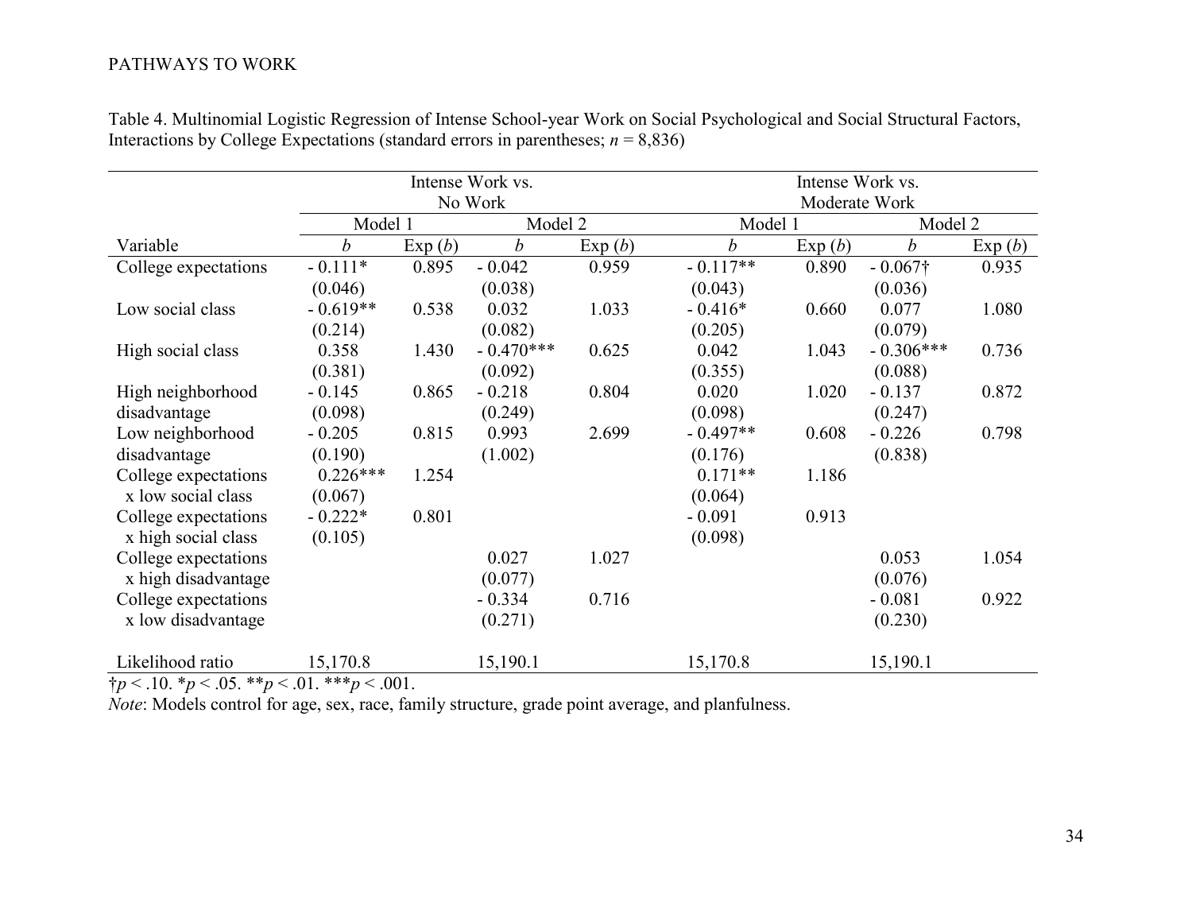Table 4. Multinomial Logistic Regression of Intense School-year Work on Social Psychological and Social Structural Factors, Interactions by College Expectations (standard errors in parentheses; *n* = 8,836)

| | Intense Work vs. No Work | | | | Intense Work vs. Moderate Work | | | |
|---|---|---|---|---|---|---|---|---|
| | Model 1 | | Model 2 | | Model 1 | | Model 2 | |
| Variable | *b* | Exp (*b*) | *b* | Exp (*b*) | *b* | Exp (*b*) | *b* | Exp (*b*) |
| College expectations | - 0.111* (0.046) | 0.895 | - 0.042 (0.038) | 0.959 | - 0.117** (0.043) | 0.890 | - 0.067† (0.036) | 0.935 |
| Low social class | - 0.619** (0.214) | 0.538 | 0.032 (0.082) | 1.033 | - 0.416* (0.205) | 0.660 | 0.077 (0.079) | 1.080 |
| High social class | 0.358 (0.381) | 1.430 | - 0.470*** (0.092) | 0.625 | 0.042 (0.355) | 1.043 | - 0.306*** (0.088) | 0.736 |
| High neighborhood disadvantage | - 0.145 (0.098) | 0.865 | - 0.218 (0.249) | 0.804 | 0.020 (0.098) | 1.020 | - 0.137 (0.247) | 0.872 |
| Low neighborhood disadvantage | - 0.205 (0.190) | 0.815 | 0.993 (1.002) | 2.699 | - 0.497** (0.176) | 0.608 | - 0.226 (0.838) | 0.798 |
| College expectations x low social class | 0.226*** (0.067) | 1.254 | | | 0.171** (0.064) | 1.186 | | |
| College expectations x high social class | - 0.222* (0.105) | 0.801 | | | - 0.091 (0.098) | 0.913 | | |
| College expectations x high disadvantage | | | 0.027 (0.077) | 1.027 | | | 0.053 (0.076) | 1.054 |
| College expectations x low disadvantage | | | - 0.334 (0.271) | 0.716 | | | - 0.081 (0.230) | 0.922 |
| Likelihood ratio | 15,170.8 | | 15,190.1 | | 15,170.8 | | 15,190.1 | |

†$p < .10$. *$p < .05$. **$p < .01$. ***$p < .001$.

*Note*: Models control for age, sex, race, family structure, grade point average, and planfulness.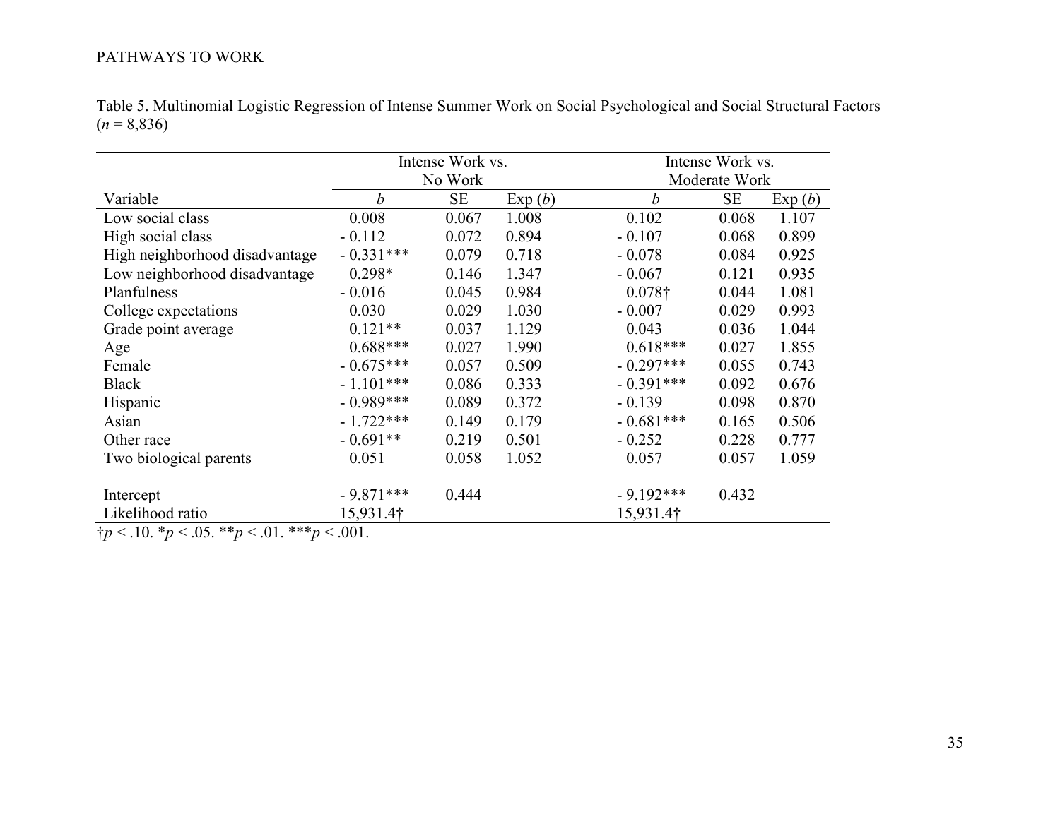Table 5. Multinomial Logistic Regression of Intense Summer Work on Social Psychological and Social Structural Factors ($n$ = 8,836)

| | Intense Work vs. No Work | | | Intense Work vs. Moderate Work | | |
|---|---|---|---|---|---|---|
| Variable | *b* | SE | Exp (*b*) | *b* | SE | Exp (*b*) |
| Low social class | 0.008 | 0.067 | 1.008 | 0.102 | 0.068 | 1.107 |
| High social class | - 0.112 | 0.072 | 0.894 | - 0.107 | 0.068 | 0.899 |
| High neighborhood disadvantage | - 0.331*** | 0.079 | 0.718 | - 0.078 | 0.084 | 0.925 |
| Low neighborhood disadvantage | 0.298* | 0.146 | 1.347 | - 0.067 | 0.121 | 0.935 |
| Planfulness | - 0.016 | 0.045 | 0.984 | 0.078† | 0.044 | 1.081 |
| College expectations | 0.030 | 0.029 | 1.030 | - 0.007 | 0.029 | 0.993 |
| Grade point average | 0.121** | 0.037 | 1.129 | 0.043 | 0.036 | 1.044 |
| Age | 0.688*** | 0.027 | 1.990 | 0.618*** | 0.027 | 1.855 |
| Female | - 0.675*** | 0.057 | 0.509 | - 0.297*** | 0.055 | 0.743 |
| Black | - 1.101*** | 0.086 | 0.333 | - 0.391*** | 0.092 | 0.676 |
| Hispanic | - 0.989*** | 0.089 | 0.372 | - 0.139 | 0.098 | 0.870 |
| Asian | - 1.722*** | 0.149 | 0.179 | - 0.681*** | 0.165 | 0.506 |
| Other race | - 0.691** | 0.219 | 0.501 | - 0.252 | 0.228 | 0.777 |
| Two biological parents | 0.051 | 0.058 | 1.052 | 0.057 | 0.057 | 1.059 |
| | | | | | | |
| Intercept | - 9.871*** | 0.444 | | - 9.192*** | 0.432 | |
| Likelihood ratio | 15,931.4† | | | 15,931.4† | | |

†$p < .10$. *$p < .05$. **$p < .01$. ***$p < .001$.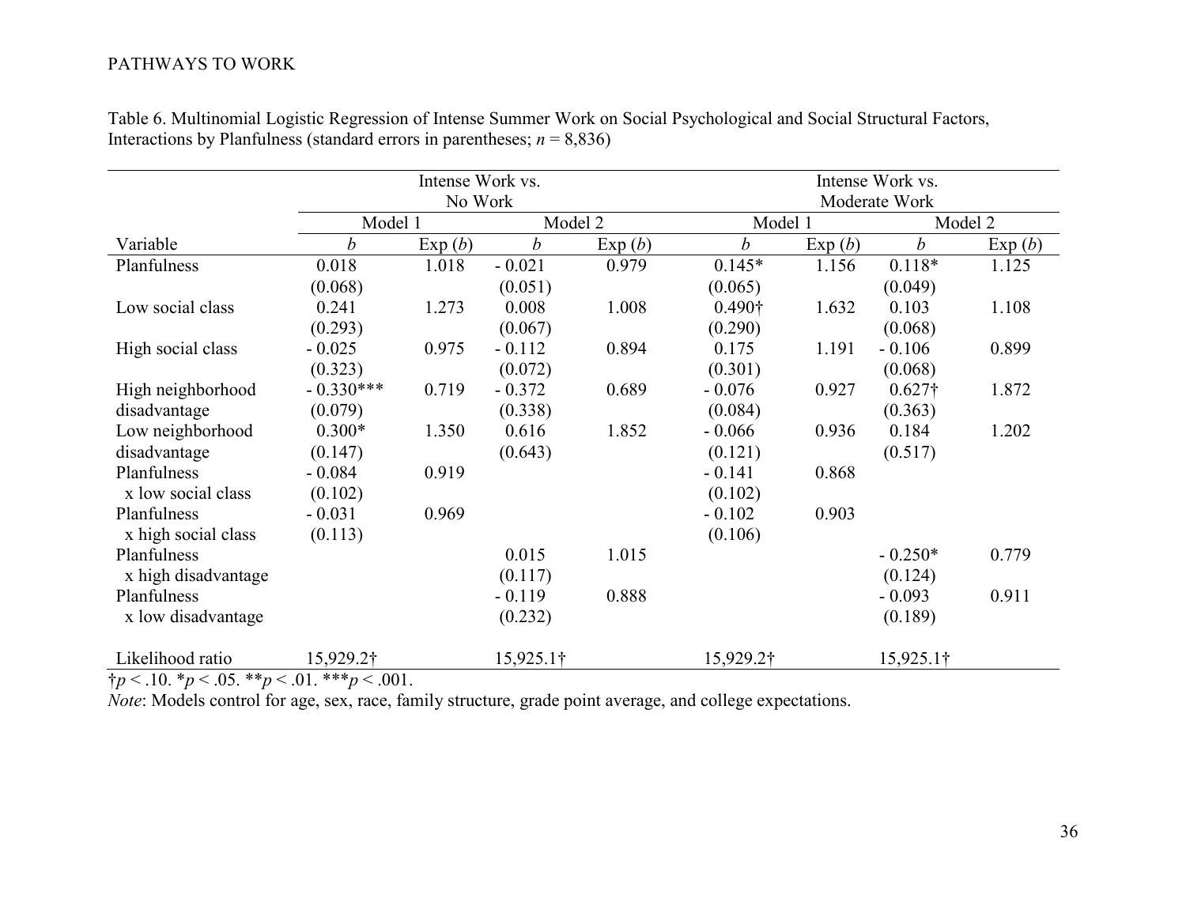Table 6. Multinomial Logistic Regression of Intense Summer Work on Social Psychological and Social Structural Factors, Interactions by Planfulness (standard errors in parentheses; $n$ = 8,836)

| | Intense Work vs. No Work | | | | Intense Work vs. Moderate Work | | | |
|---|---|---|---|---|---|---|---|---|
| | Model 1 | | Model 2 | | Model 1 | | Model 2 | |
| Variable | *b* | Exp (*b*) | *b* | Exp (*b*) | *b* | Exp (*b*) | *b* | Exp (*b*) |
| Planfulness | 0.018 | 1.018 | - 0.021 | 0.979 | 0.145* | 1.156 | 0.118* | 1.125 |
| | (0.068) | | (0.051) | | (0.065) | | (0.049) | |
| Low social class | 0.241 | 1.273 | 0.008 | 1.008 | 0.490† | 1.632 | 0.103 | 1.108 |
| | (0.293) | | (0.067) | | (0.290) | | (0.068) | |
| High social class | - 0.025 | 0.975 | - 0.112 | 0.894 | 0.175 | 1.191 | - 0.106 | 0.899 |
| | (0.323) | | (0.072) | | (0.301) | | (0.068) | |
| High neighborhood disadvantage | - 0.330*** | 0.719 | - 0.372 | 0.689 | - 0.076 | 0.927 | 0.627† | 1.872 |
| | (0.079) | | (0.338) | | (0.084) | | (0.363) | |
| Low neighborhood disadvantage | 0.300* | 1.350 | 0.616 | 1.852 | - 0.066 | 0.936 | 0.184 | 1.202 |
| | (0.147) | | (0.643) | | (0.121) | | (0.517) | |
| Planfulness x low social class | - 0.084 | 0.919 | | | - 0.141 | 0.868 | | |
| | (0.102) | | | | (0.102) | | | |
| Planfulness x high social class | - 0.031 | 0.969 | | | - 0.102 | 0.903 | | |
| | (0.113) | | | | (0.106) | | | |
| Planfulness x high disadvantage | | | 0.015 | 1.015 | | | - 0.250* | 0.779 |
| | | | (0.117) | | | | (0.124) | |
| Planfulness x low disadvantage | | | - 0.119 | 0.888 | | | - 0.093 | 0.911 |
| | | | (0.232) | | | | (0.189) | |
| Likelihood ratio | 15,929.2† | | 15,925.1† | | 15,929.2† | | 15,925.1† | |

†$p$ < .10. *$p$ < .05. **$p$ < .01. ***$p$ < .001.

*Note*: Models control for age, sex, race, family structure, grade point average, and college expectations.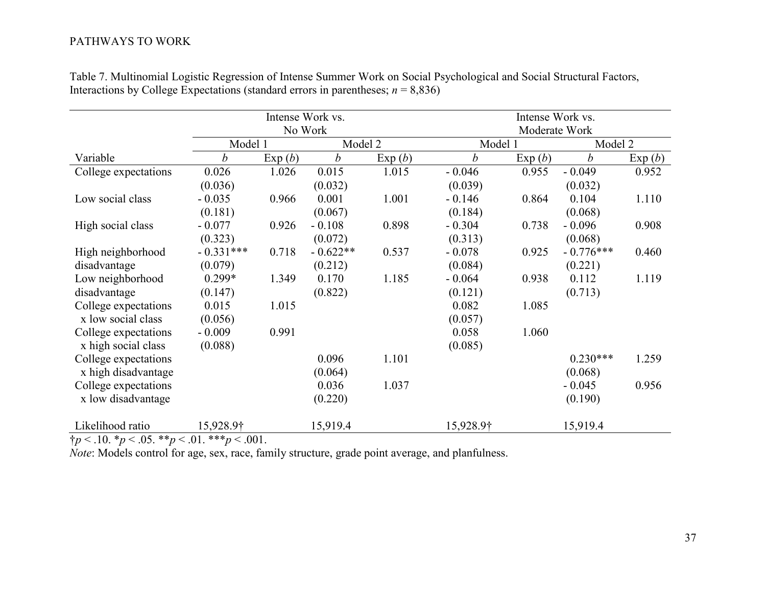Table 7. Multinomial Logistic Regression of Intense Summer Work on Social Psychological and Social Structural Factors, Interactions by College Expectations (standard errors in parentheses; *n* = 8,836)

| | Intense Work vs. No Work | | | | Intense Work vs. Moderate Work | | | |
|---|---|---|---|---|---|---|---|---|
| | Model 1 | | Model 2 | | Model 1 | | Model 2 | |
| Variable | *b* | Exp (*b*) | *b* | Exp (*b*) | *b* | Exp (*b*) | *b* | Exp (*b*) |
| College expectations | 0.026 | 1.026 | 0.015 | 1.015 | - 0.046 | 0.955 | - 0.049 | 0.952 |
| | (0.036) | | (0.032) | | (0.039) | | (0.032) | |
| Low social class | - 0.035 | 0.966 | 0.001 | 1.001 | - 0.146 | 0.864 | 0.104 | 1.110 |
| | (0.181) | | (0.067) | | (0.184) | | (0.068) | |
| High social class | - 0.077 | 0.926 | - 0.108 | 0.898 | - 0.304 | 0.738 | - 0.096 | 0.908 |
| | (0.323) | | (0.072) | | (0.313) | | (0.068) | |
| High neighborhood disadvantage | - 0.331*** | 0.718 | - 0.622** | 0.537 | - 0.078 | 0.925 | - 0.776*** | 0.460 |
| | (0.079) | | (0.212) | | (0.084) | | (0.221) | |
| Low neighborhood disadvantage | 0.299* | 1.349 | 0.170 | 1.185 | - 0.064 | 0.938 | 0.112 | 1.119 |
| | (0.147) | | (0.822) | | (0.121) | | (0.713) | |
| College expectations x low social class | 0.015 | 1.015 | | | 0.082 | 1.085 | | |
| | (0.056) | | | | (0.057) | | | |
| College expectations x high social class | - 0.009 | 0.991 | | | 0.058 | 1.060 | | |
| | (0.088) | | | | (0.085) | | | |
| College expectations x high disadvantage | | | 0.096 | 1.101 | | | 0.230*** | 1.259 |
| | | | (0.064) | | | | (0.068) | |
| College expectations x low disadvantage | | | 0.036 | 1.037 | | | - 0.045 | 0.956 |
| | | | (0.220) | | | | (0.190) | |
| Likelihood ratio | 15,928.9† | | 15,919.4 | | 15,928.9† | | 15,919.4 | |

†$p < .10$. \*$p < .05$. \*\*$p < .01$. \*\*\*$p < .001$.

*Note*: Models control for age, sex, race, family structure, grade point average, and planfulness.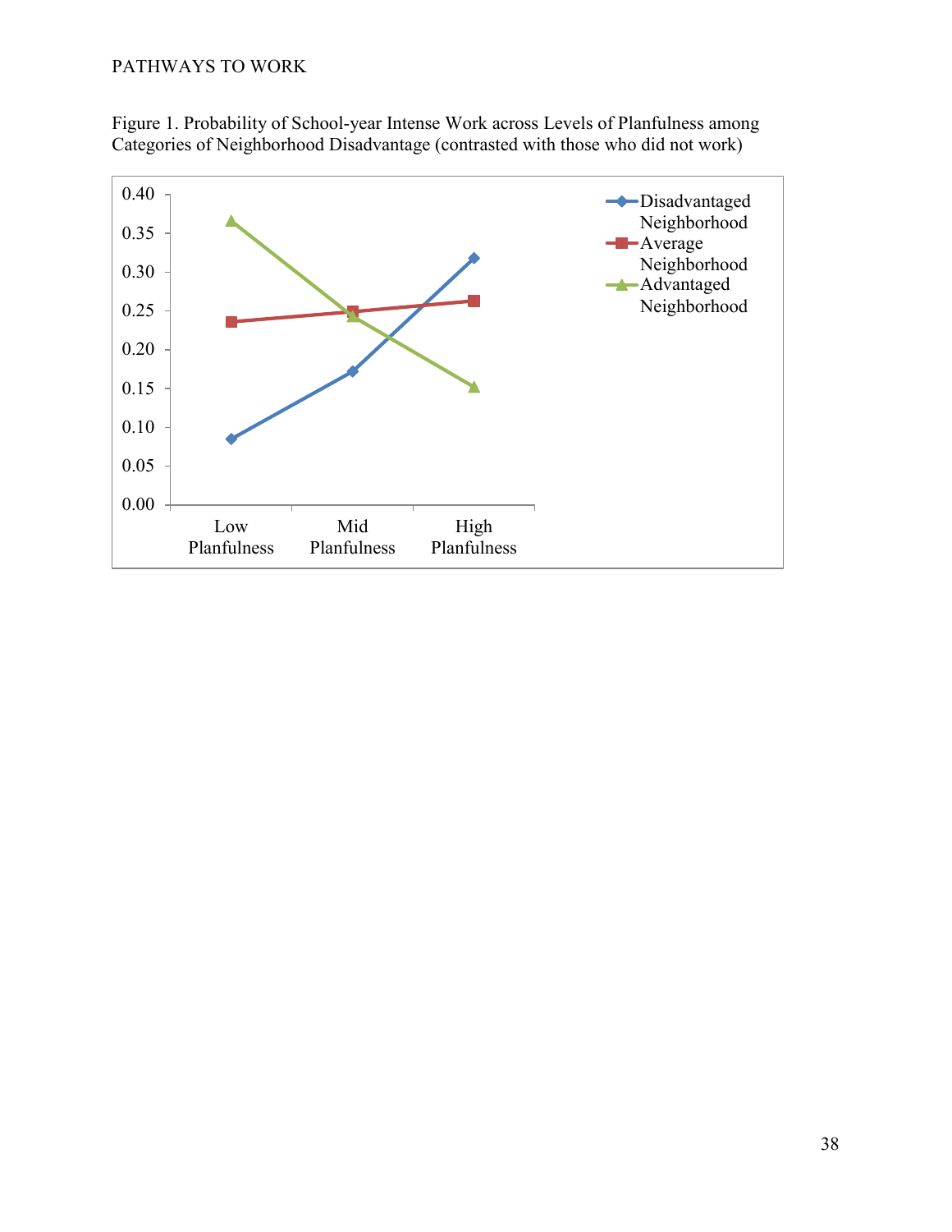Figure 1. Probability of School-year Intense Work across Levels of Planfulness among Categories of Neighborhood Disadvantage (contrasted with those who did not work)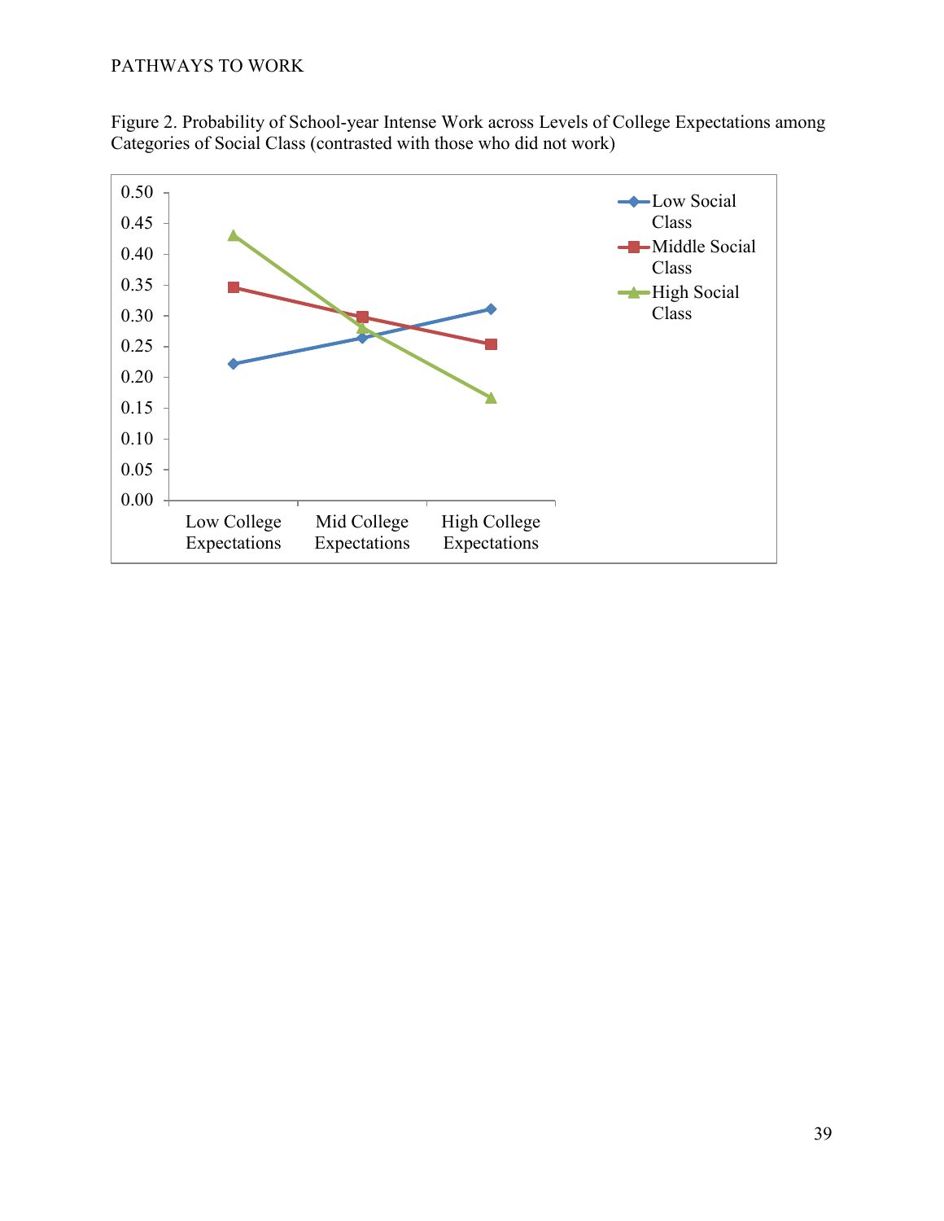Figure 2. Probability of School-year Intense Work across Levels of College Expectations among Categories of Social Class (contrasted with those who did not work)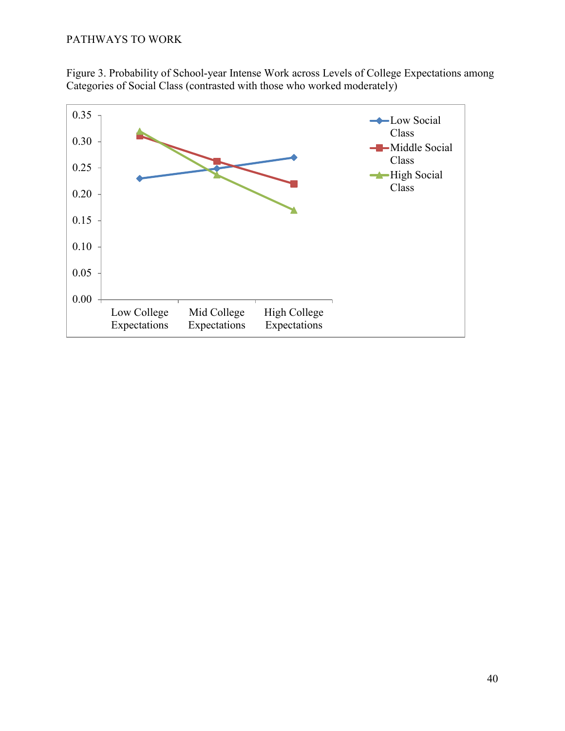Figure 3. Probability of School-year Intense Work across Levels of College Expectations among Categories of Social Class (contrasted with those who worked moderately)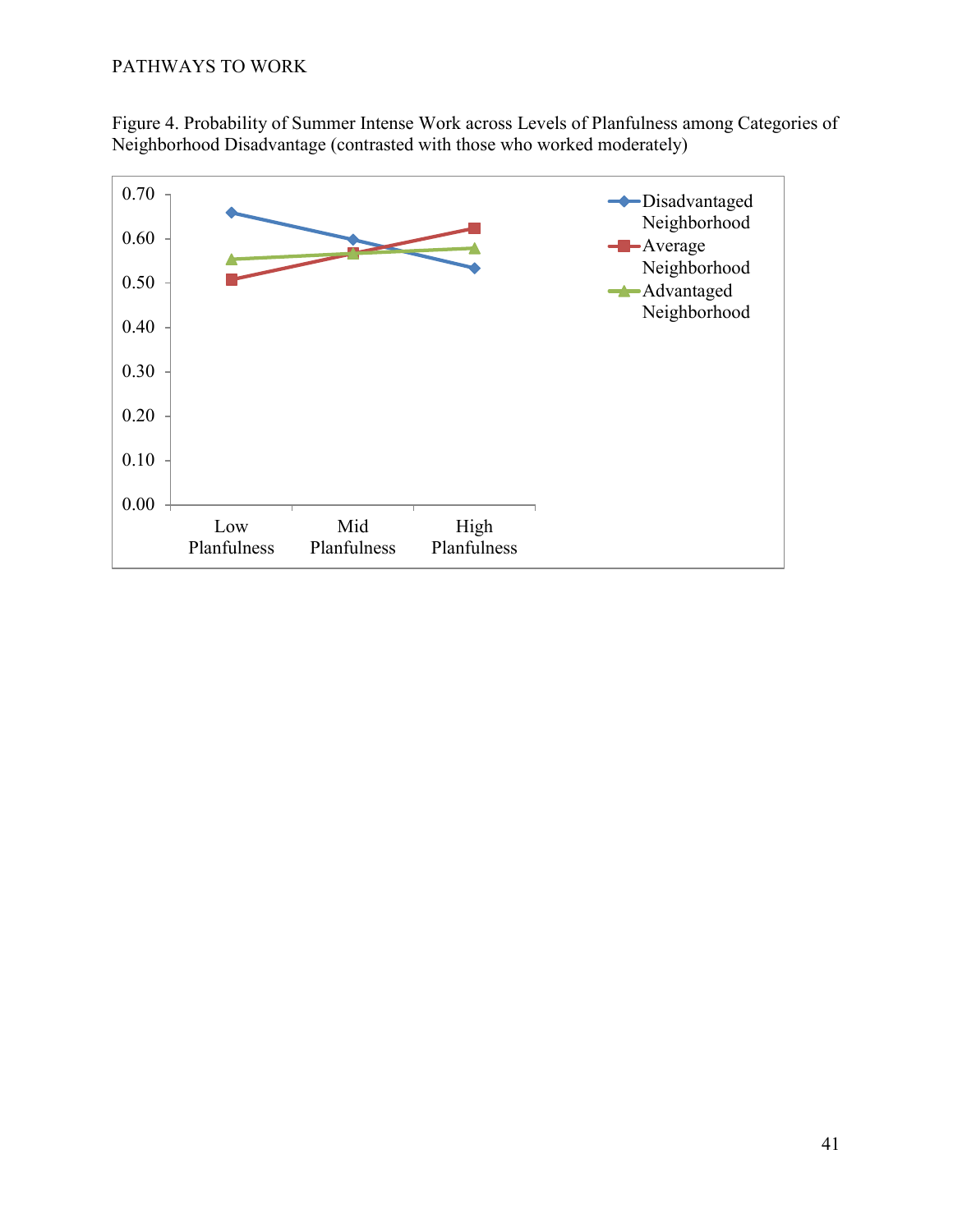Figure 4. Probability of Summer Intense Work across Levels of Planfulness among Categories of Neighborhood Disadvantage (contrasted with those who worked moderately)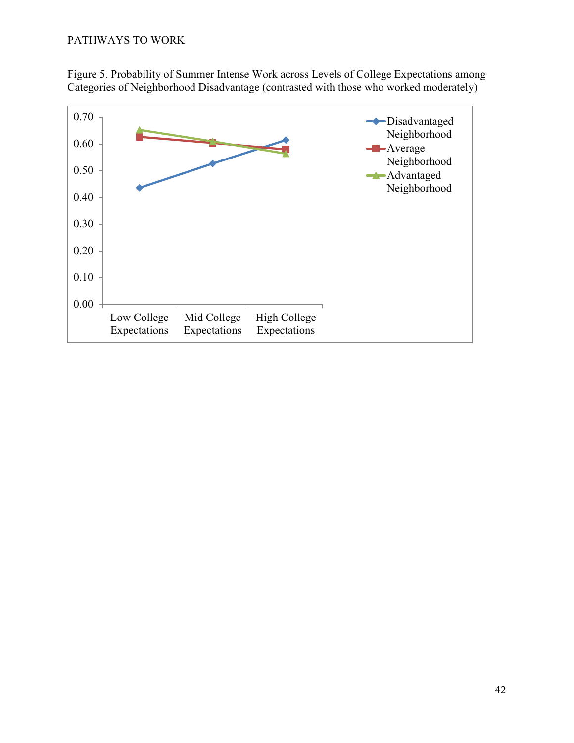Figure 5. Probability of Summer Intense Work across Levels of College Expectations among Categories of Neighborhood Disadvantage (contrasted with those who worked moderately)

0.70
0.60
0.50
0.40
0.30
0.20
0.10
0.00

Low College Expectations
Mid College Expectations
High College Expectations

Disadvantaged Neighborhood
Average Neighborhood
Advantaged Neighborhood